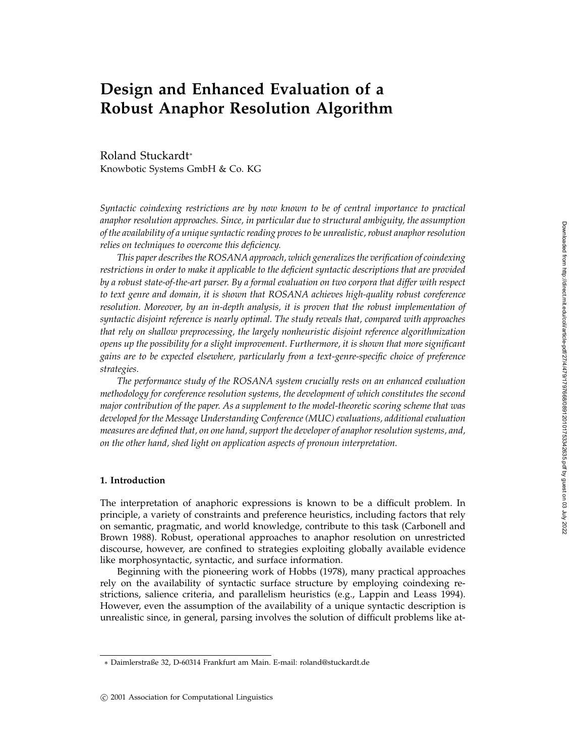# Design and Enhanced Evaluation of a Robust Anaphor Resolution Algorithm

Roland Stuckardt*
Knowbotic Systems GmbH & Co. KG

*Syntactic coindexing restrictions are by now known to be of central importance to practical anaphor resolution approaches. Since, in particular due to structural ambiguity, the assumption of the availability of a unique syntactic reading proves to be unrealistic, robust anaphor resolution relies on techniques to overcome this deficiency.*

*This paper describes the ROSANA approach, which generalizes the verification of coindexing restrictions in order to make it applicable to the deficient syntactic descriptions that are provided by a robust state-of-the-art parser. By a formal evaluation on two corpora that differ with respect to text genre and domain, it is shown that ROSANA achieves high-quality robust coreference resolution. Moreover, by an in-depth analysis, it is proven that the robust implementation of syntactic disjoint reference is nearly optimal. The study reveals that, compared with approaches that rely on shallow preprocessing, the largely nonheuristic disjoint reference algorithmization opens up the possibility for a slight improvement. Furthermore, it is shown that more significant gains are to be expected elsewhere, particularly from a text-genre-specific choice of preference strategies.*

*The performance study of the ROSANA system crucially rests on an enhanced evaluation methodology for coreference resolution systems, the development of which constitutes the second major contribution of the paper. As a supplement to the model-theoretic scoring scheme that was developed for the Message Understanding Conference (MUC) evaluations, additional evaluation measures are defined that, on one hand, support the developer of anaphor resolution systems, and, on the other hand, shed light on application aspects of pronoun interpretation.*

## 1. Introduction

The interpretation of anaphoric expressions is known to be a difficult problem. In principle, a variety of constraints and preference heuristics, including factors that rely on semantic, pragmatic, and world knowledge, contribute to this task (Carbonell and Brown 1988). Robust, operational approaches to anaphor resolution on unrestricted discourse, however, are confined to strategies exploiting globally available evidence like morphosyntactic, syntactic, and surface information.

Beginning with the pioneering work of Hobbs (1978), many practical approaches rely on the availability of syntactic surface structure by employing coindexing restrictions, salience criteria, and parallelism heuristics (e.g., Lappin and Leass 1994). However, even the assumption of the availability of a unique syntactic description is unrealistic since, in general, parsing involves the solution of difficult problems like at-

* Daimlerstraße 32, D-60314 Frankfurt am Main. E-mail: roland@stuckardt.de

© 2001 Association for Computational Linguistics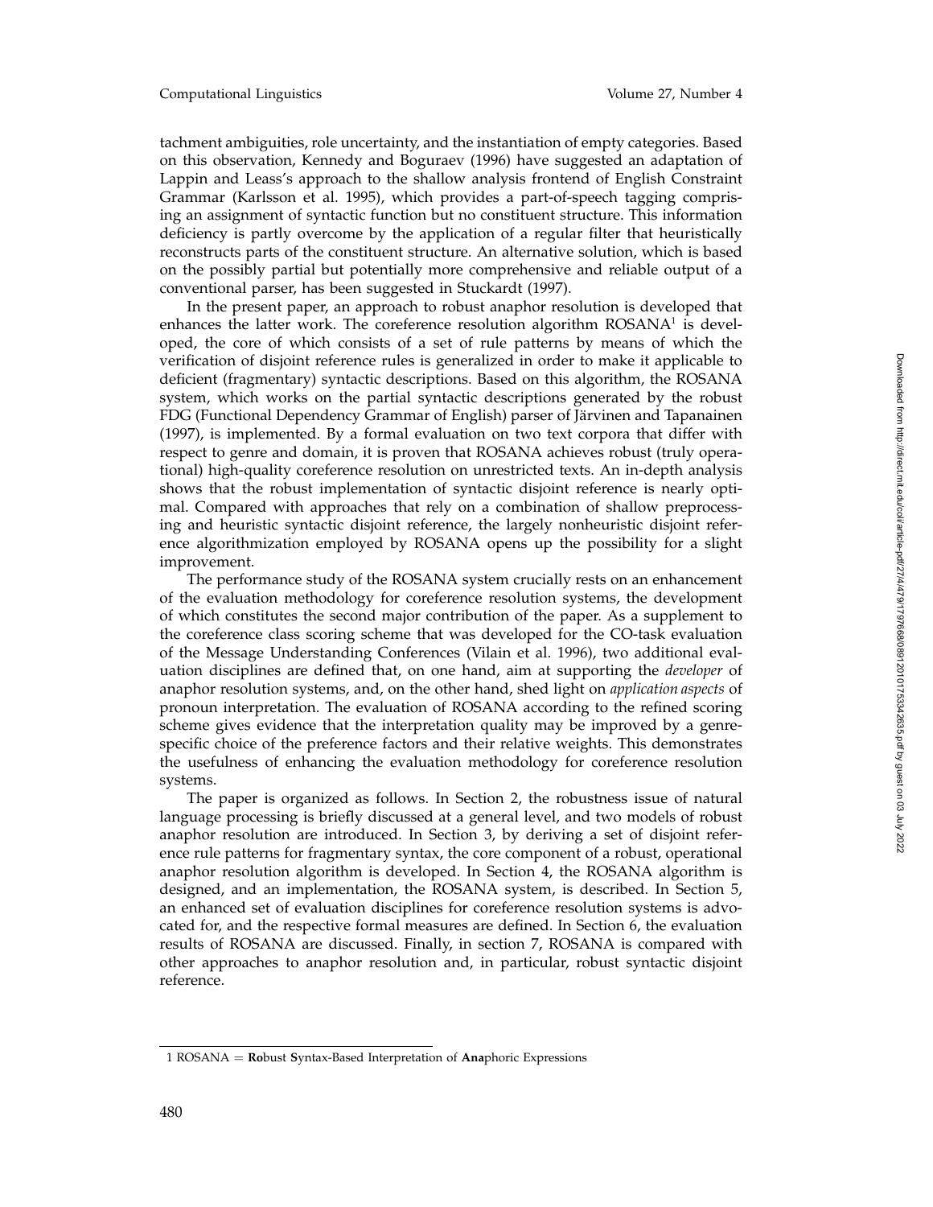tachment ambiguities, role uncertainty, and the instantiation of empty categories. Based on this observation, Kennedy and Boguraev (1996) have suggested an adaptation of Lappin and Leass's approach to the shallow analysis frontend of English Constraint Grammar (Karlsson et al. 1995), which provides a part-of-speech tagging comprising an assignment of syntactic function but no constituent structure. This information deficiency is partly overcome by the application of a regular filter that heuristically reconstructs parts of the constituent structure. An alternative solution, which is based on the possibly partial but potentially more comprehensive and reliable output of a conventional parser, has been suggested in Stuckardt (1997).

In the present paper, an approach to robust anaphor resolution is developed that enhances the latter work. The coreference resolution algorithm ROSANA[1] is developed, the core of which consists of a set of rule patterns by means of which the verification of disjoint reference rules is generalized in order to make it applicable to deficient (fragmentary) syntactic descriptions. Based on this algorithm, the ROSANA system, which works on the partial syntactic descriptions generated by the robust FDG (Functional Dependency Grammar of English) parser of Järvinen and Tapanainen (1997), is implemented. By a formal evaluation on two text corpora that differ with respect to genre and domain, it is proven that ROSANA achieves robust (truly operational) high-quality coreference resolution on unrestricted texts. An in-depth analysis shows that the robust implementation of syntactic disjoint reference is nearly optimal. Compared with approaches that rely on a combination of shallow preprocessing and heuristic syntactic disjoint reference, the largely nonheuristic disjoint reference algorithmization employed by ROSANA opens up the possibility for a slight improvement.

The performance study of the ROSANA system crucially rests on an enhancement of the evaluation methodology for coreference resolution systems, the development of which constitutes the second major contribution of the paper. As a supplement to the coreference class scoring scheme that was developed for the CO-task evaluation of the Message Understanding Conferences (Vilain et al. 1996), two additional evaluation disciplines are defined that, on one hand, aim at supporting the *developer* of anaphor resolution systems, and, on the other hand, shed light on *application aspects* of pronoun interpretation. The evaluation of ROSANA according to the refined scoring scheme gives evidence that the interpretation quality may be improved by a genre-specific choice of the preference factors and their relative weights. This demonstrates the usefulness of enhancing the evaluation methodology for coreference resolution systems.

The paper is organized as follows. In Section 2, the robustness issue of natural language processing is briefly discussed at a general level, and two models of robust anaphor resolution are introduced. In Section 3, by deriving a set of disjoint reference rule patterns for fragmentary syntax, the core component of a robust, operational anaphor resolution algorithm is developed. In Section 4, the ROSANA algorithm is designed, and an implementation, the ROSANA system, is described. In Section 5, an enhanced set of evaluation disciplines for coreference resolution systems is advocated for, and the respective formal measures are defined. In Section 6, the evaluation results of ROSANA are discussed. Finally, in section 7, ROSANA is compared with other approaches to anaphor resolution and, in particular, robust syntactic disjoint reference.

---

1 ROSANA = **Ro**bust **S**yntax-Based Interpretation of **Ana**phoric Expressions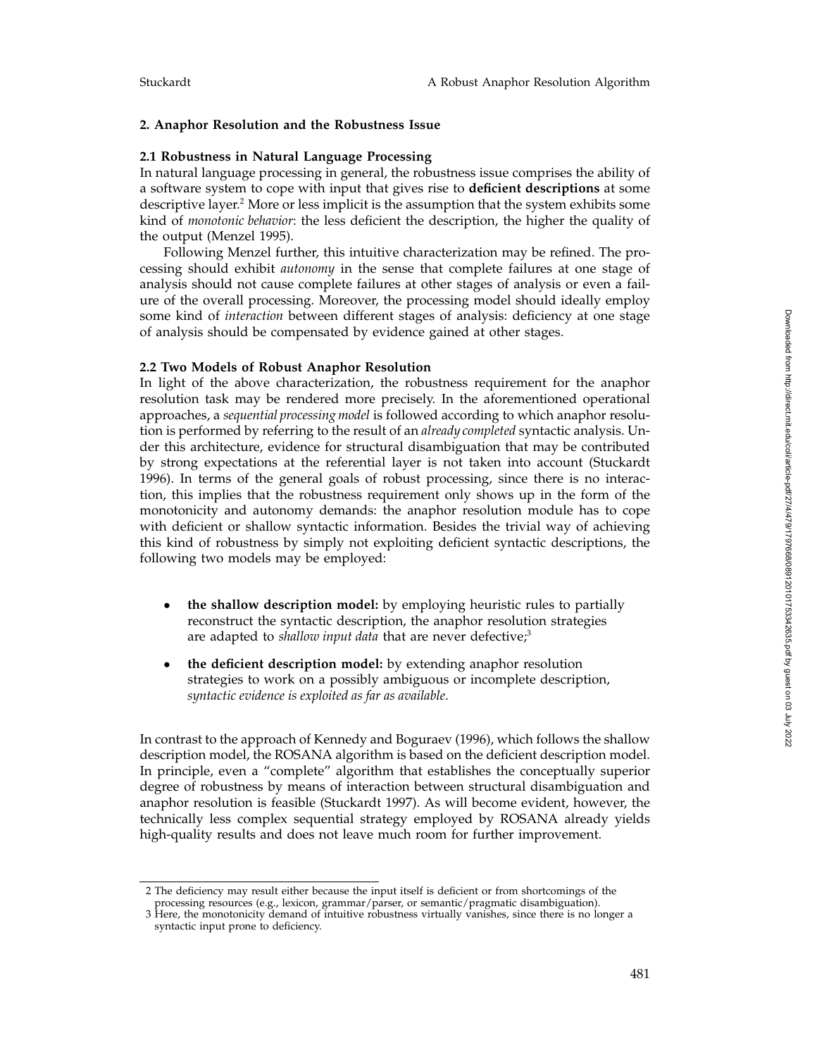## 2. Anaphor Resolution and the Robustness Issue

### 2.1 Robustness in Natural Language Processing

In natural language processing in general, the robustness issue comprises the ability of a software system to cope with input that gives rise to **deficient descriptions** at some descriptive layer.[2] More or less implicit is the assumption that the system exhibits some kind of *monotonic behavior*: the less deficient the description, the higher the quality of the output (Menzel 1995).

Following Menzel further, this intuitive characterization may be refined. The processing should exhibit *autonomy* in the sense that complete failures at one stage of analysis should not cause complete failures at other stages of analysis or even a failure of the overall processing. Moreover, the processing model should ideally employ some kind of *interaction* between different stages of analysis: deficiency at one stage of analysis should be compensated by evidence gained at other stages.

### 2.2 Two Models of Robust Anaphor Resolution

In light of the above characterization, the robustness requirement for the anaphor resolution task may be rendered more precisely. In the aforementioned operational approaches, a *sequential processing model* is followed according to which anaphor resolution is performed by referring to the result of an *already completed* syntactic analysis. Under this architecture, evidence for structural disambiguation that may be contributed by strong expectations at the referential layer is not taken into account (Stuckardt 1996). In terms of the general goals of robust processing, since there is no interaction, this implies that the robustness requirement only shows up in the form of the monotonicity and autonomy demands: the anaphor resolution module has to cope with deficient or shallow syntactic information. Besides the trivial way of achieving this kind of robustness by simply not exploiting deficient syntactic descriptions, the following two models may be employed:

- **the shallow description model:** by employing heuristic rules to partially reconstruct the syntactic description, the anaphor resolution strategies are adapted to *shallow input data* that are never defective;[3]
- **the deficient description model:** by extending anaphor resolution strategies to work on a possibly ambiguous or incomplete description, *syntactic evidence is exploited as far as available*.

In contrast to the approach of Kennedy and Boguraev (1996), which follows the shallow description model, the ROSANA algorithm is based on the deficient description model. In principle, even a "complete" algorithm that establishes the conceptually superior degree of robustness by means of interaction between structural disambiguation and anaphor resolution is feasible (Stuckardt 1997). As will become evident, however, the technically less complex sequential strategy employed by ROSANA already yields high-quality results and does not leave much room for further improvement.

---

2 The deficiency may result either because the input itself is deficient or from shortcomings of the processing resources (e.g., lexicon, grammar/parser, or semantic/pragmatic disambiguation).

3 Here, the monotonicity demand of intuitive robustness virtually vanishes, since there is no longer a syntactic input prone to deficiency.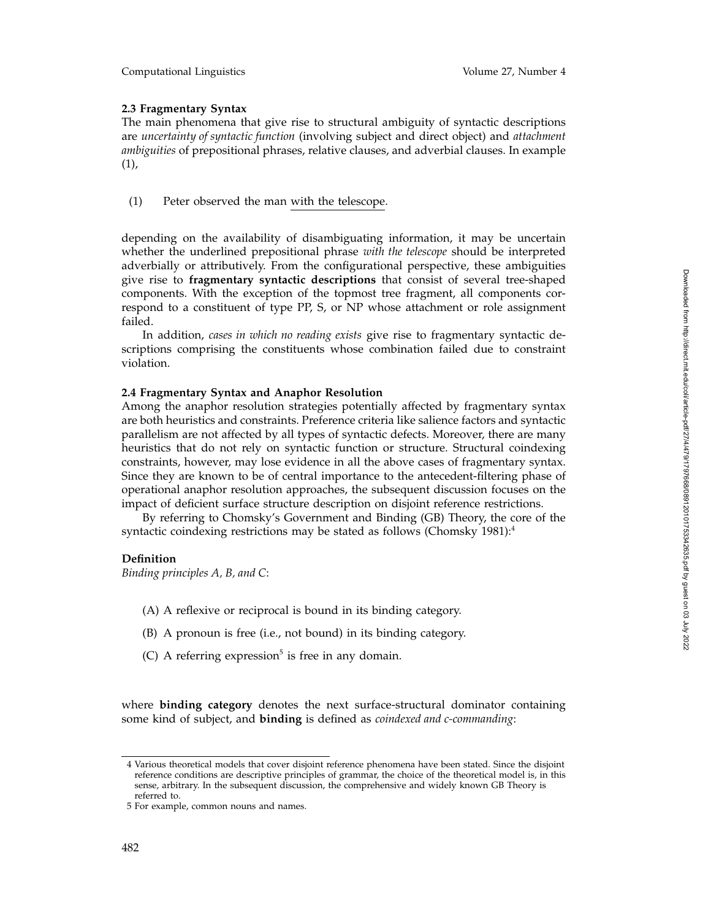### 2.3 Fragmentary Syntax

The main phenomena that give rise to structural ambiguity of syntactic descriptions are *uncertainty of syntactic function* (involving subject and direct object) and *attachment ambiguities* of prepositional phrases, relative clauses, and adverbial clauses. In example (1),

(1) Peter observed the man <u>with the telescope</u>.

depending on the availability of disambiguating information, it may be uncertain whether the underlined prepositional phrase *with the telescope* should be interpreted adverbially or attributively. From the configurational perspective, these ambiguities give rise to **fragmentary syntactic descriptions** that consist of several tree-shaped components. With the exception of the topmost tree fragment, all components correspond to a constituent of type PP, S, or NP whose attachment or role assignment failed.

In addition, *cases in which no reading exists* give rise to fragmentary syntactic descriptions comprising the constituents whose combination failed due to constraint violation.

### 2.4 Fragmentary Syntax and Anaphor Resolution

Among the anaphor resolution strategies potentially affected by fragmentary syntax are both heuristics and constraints. Preference criteria like salience factors and syntactic parallelism are not affected by all types of syntactic defects. Moreover, there are many heuristics that do not rely on syntactic function or structure. Structural coindexing constraints, however, may lose evidence in all the above cases of fragmentary syntax. Since they are known to be of central importance to the antecedent-filtering phase of operational anaphor resolution approaches, the subsequent discussion focuses on the impact of deficient surface structure description on disjoint reference restrictions.

By referring to Chomsky's Government and Binding (GB) Theory, the core of the syntactic coindexing restrictions may be stated as follows (Chomsky 1981):[4]

**Definition**
*Binding principles A, B, and C*:

(A) A reflexive or reciprocal is bound in its binding category.

(B) A pronoun is free (i.e., not bound) in its binding category.

(C) A referring expression[5] is free in any domain.

where **binding category** denotes the next surface-structural dominator containing some kind of subject, and **binding** is defined as *coindexed and c-commanding*:

---

4 Various theoretical models that cover disjoint reference phenomena have been stated. Since the disjoint reference conditions are descriptive principles of grammar, the choice of the theoretical model is, in this sense, arbitrary. In the subsequent discussion, the comprehensive and widely known GB Theory is referred to.

5 For example, common nouns and names.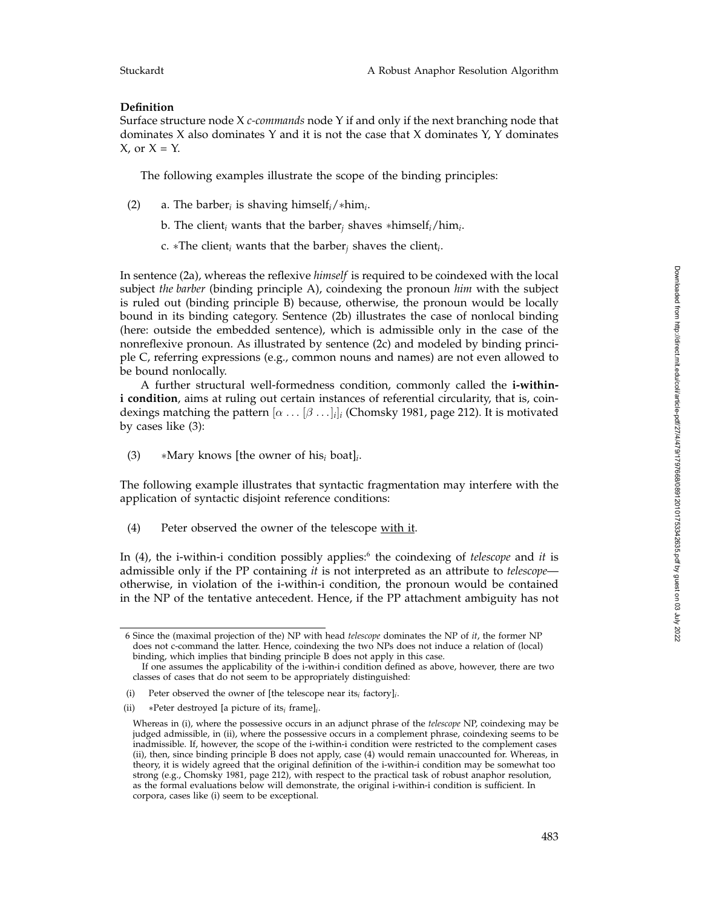**Definition**
Surface structure node X *c-commands* node Y if and only if the next branching node that dominates X also dominates Y and it is not the case that X dominates Y, Y dominates X, or X = Y.

The following examples illustrate the scope of the binding principles:

(2) a. The barber$_i$ is shaving himself$_i$/*him$_i$.

b. The client$_i$ wants that the barber$_j$ shaves *himself$_i$/him$_i$.

c. *The client$_i$ wants that the barber$_j$ shaves the client$_i$.

In sentence (2a), whereas the reflexive *himself* is required to be coindexed with the local subject *the barber* (binding principle A), coindexing the pronoun *him* with the subject is ruled out (binding principle B) because, otherwise, the pronoun would be locally bound in its binding category. Sentence (2b) illustrates the case of nonlocal binding (here: outside the embedded sentence), which is admissible only in the case of the nonreflexive pronoun. As illustrated by sentence (2c) and modeled by binding principle C, referring expressions (e.g., common nouns and names) are not even allowed to be bound nonlocally.

A further structural well-formedness condition, commonly called the **i-within-i condition**, aims at ruling out certain instances of referential circularity, that is, coindexings matching the pattern $[\alpha \ldots [\beta \ldots]_i]_i$ (Chomsky 1981, page 212). It is motivated by cases like (3):

(3) *Mary knows [the owner of his$_i$ boat]$_i$.

The following example illustrates that syntactic fragmentation may interfere with the application of syntactic disjoint reference conditions:

(4) Peter observed the owner of the telescope <u>with it</u>.

In (4), the i-within-i condition possibly applies:[6] the coindexing of *telescope* and *it* is admissible only if the PP containing *it* is not interpreted as an attribute to *telescope*—otherwise, in violation of the i-within-i condition, the pronoun would be contained in the NP of the tentative antecedent. Hence, if the PP attachment ambiguity has not

---

6 Since the (maximal projection of the) NP with head *telescope* dominates the NP of *it*, the former NP does not c-command the latter. Hence, coindexing the two NPs does not induce a relation of (local) binding, which implies that binding principle B does not apply in this case.

If one assumes the applicability of the i-within-i condition defined as above, however, there are two classes of cases that do not seem to be appropriately distinguished:

(i) Peter observed the owner of [the telescope near its$_i$ factory]$_i$.

(ii) *Peter destroyed [a picture of its$_i$ frame]$_i$.

Whereas in (i), where the possessive occurs in an adjunct phrase of the *telescope* NP, coindexing may be judged admissible, in (ii), where the possessive occurs in a complement phrase, coindexing seems to be inadmissible. If, however, the scope of the i-within-i condition were restricted to the complement cases (ii), then, since binding principle B does not apply, case (4) would remain unaccounted for. Whereas, in theory, it is widely agreed that the original definition of the i-within-i condition may be somewhat too strong (e.g., Chomsky 1981, page 212), with respect to the practical task of robust anaphor resolution, as the formal evaluations below will demonstrate, the original i-within-i condition is sufficient. In corpora, cases like (i) seem to be exceptional.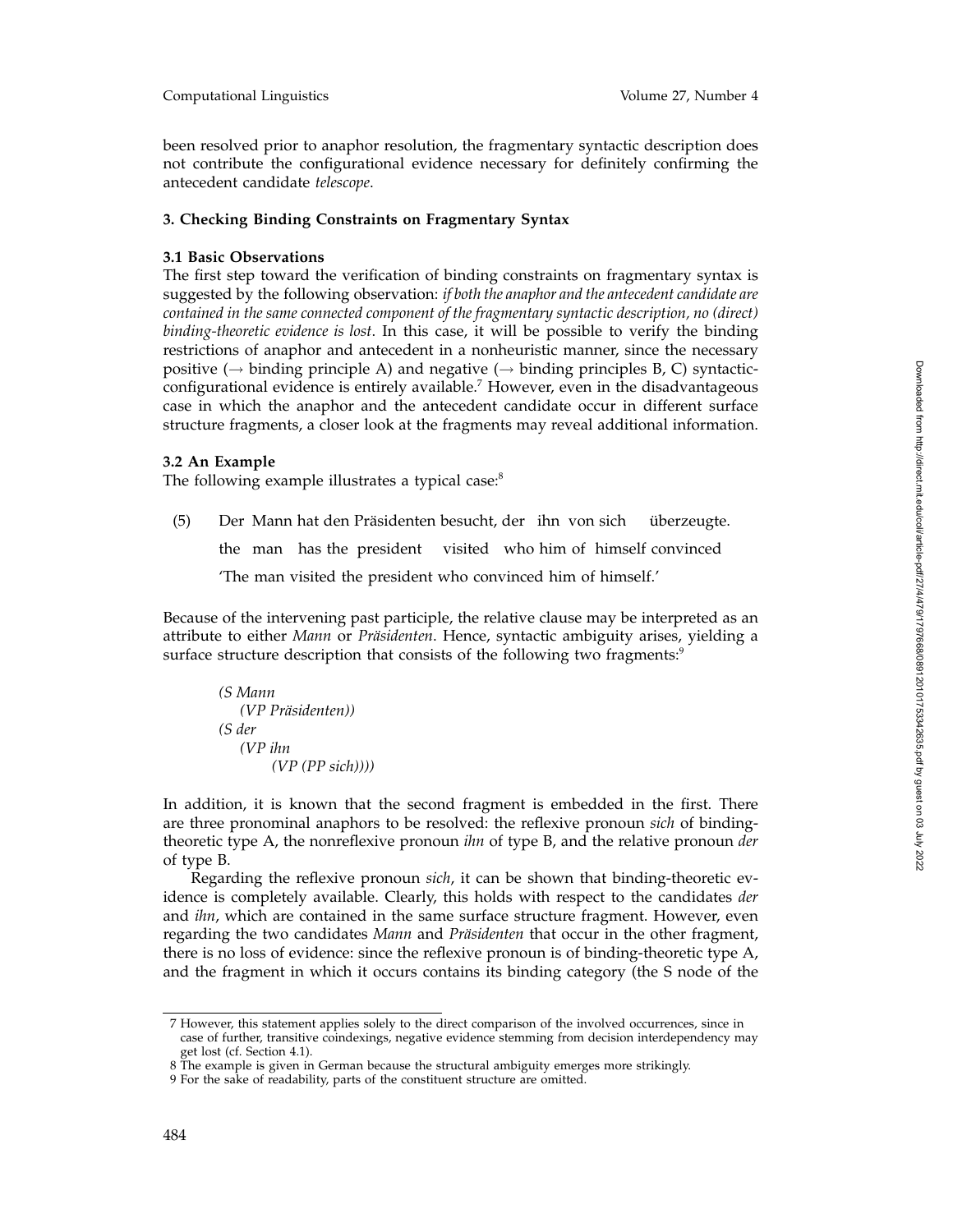been resolved prior to anaphor resolution, the fragmentary syntactic description does not contribute the configurational evidence necessary for definitely confirming the antecedent candidate *telescope*.

## 3. Checking Binding Constraints on Fragmentary Syntax

### 3.1 Basic Observations

The first step toward the verification of binding constraints on fragmentary syntax is suggested by the following observation: *if both the anaphor and the antecedent candidate are contained in the same connected component of the fragmentary syntactic description, no (direct) binding-theoretic evidence is lost*. In this case, it will be possible to verify the binding restrictions of anaphor and antecedent in a nonheuristic manner, since the necessary positive (→ binding principle A) and negative (→ binding principles B, C) syntactic-configurational evidence is entirely available.[7] However, even in the disadvantageous case in which the anaphor and the antecedent candidate occur in different surface structure fragments, a closer look at the fragments may reveal additional information.

### 3.2 An Example

The following example illustrates a typical case:[8]

(5) Der Mann hat den Präsidenten besucht, der ihn von sich überzeugte.

the man has the president visited who him of himself convinced

'The man visited the president who convinced him of himself.'

Because of the intervening past participle, the relative clause may be interpreted as an attribute to either *Mann* or *Präsidenten*. Hence, syntactic ambiguity arises, yielding a surface structure description that consists of the following two fragments:[9]

```
(S Mann
   (VP Präsidenten))
(S der
   (VP ihn
      (VP (PP sich))))
```

In addition, it is known that the second fragment is embedded in the first. There are three pronominal anaphors to be resolved: the reflexive pronoun *sich* of binding-theoretic type A, the nonreflexive pronoun *ihn* of type B, and the relative pronoun *der* of type B.

Regarding the reflexive pronoun *sich*, it can be shown that binding-theoretic evidence is completely available. Clearly, this holds with respect to the candidates *der* and *ihn*, which are contained in the same surface structure fragment. However, even regarding the two candidates *Mann* and *Präsidenten* that occur in the other fragment, there is no loss of evidence: since the reflexive pronoun is of binding-theoretic type A, and the fragment in which it occurs contains its binding category (the S node of the

---

7 However, this statement applies solely to the direct comparison of the involved occurrences, since in case of further, transitive coindexings, negative evidence stemming from decision interdependency may get lost (cf. Section 4.1).

8 The example is given in German because the structural ambiguity emerges more strikingly.

9 For the sake of readability, parts of the constituent structure are omitted.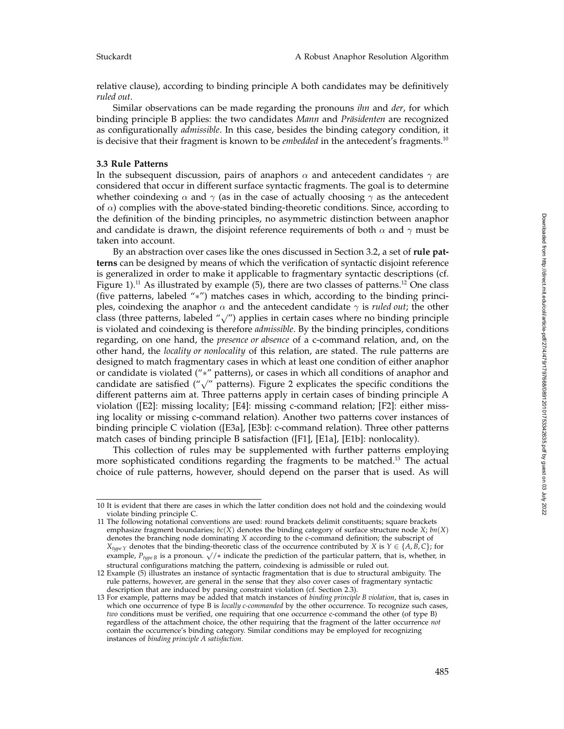relative clause), according to binding principle A both candidates may be definitively *ruled out*.

Similar observations can be made regarding the pronouns *ihn* and *der*, for which binding principle B applies: the two candidates *Mann* and *Präsidenten* are recognized as configurationally *admissible*. In this case, besides the binding category condition, it is decisive that their fragment is known to be *embedded* in the antecedent's fragments.[10]

### 3.3 Rule Patterns

In the subsequent discussion, pairs of anaphors $\alpha$ and antecedent candidates $\gamma$ are considered that occur in different surface syntactic fragments. The goal is to determine whether coindexing $\alpha$ and $\gamma$ (as in the case of actually choosing $\gamma$ as the antecedent of $\alpha$) complies with the above-stated binding-theoretic conditions. Since, according to the definition of the binding principles, no asymmetric distinction between anaphor and candidate is drawn, the disjoint reference requirements of both $\alpha$ and $\gamma$ must be taken into account.

By an abstraction over cases like the ones discussed in Section 3.2, a set of **rule patterns** can be designed by means of which the verification of syntactic disjoint reference is generalized in order to make it applicable to fragmentary syntactic descriptions (cf. Figure 1).[11] As illustrated by example (5), there are two classes of patterns.[12] One class (five patterns, labeled "$*$") matches cases in which, according to the binding principles, coindexing the anaphor $\alpha$ and the antecedent candidate $\gamma$ is *ruled out*; the other class (three patterns, labeled "$\surd$") applies in certain cases where no binding principle is violated and coindexing is therefore *admissible*. By the binding principles, conditions regarding, on one hand, the *presence or absence* of a c-command relation, and, on the other hand, the *locality or nonlocality* of this relation, are stated. The rule patterns are designed to match fragmentary cases in which at least one condition of either anaphor or candidate is violated ("$*$" patterns), or cases in which all conditions of anaphor and candidate are satisfied ("$\surd$" patterns). Figure 2 explicates the specific conditions the different patterns aim at. Three patterns apply in certain cases of binding principle A violation ([E2]: missing locality; [E4]: missing c-command relation; [F2]: either missing locality or missing c-command relation). Another two patterns cover instances of binding principle C violation ([E3a], [E3b]: c-command relation). Three other patterns match cases of binding principle B satisfaction ([F1], [E1a], [E1b]: nonlocality).

This collection of rules may be supplemented with further patterns employing more sophisticated conditions regarding the fragments to be matched.[13] The actual choice of rule patterns, however, should depend on the parser that is used. As will

---

[10] It is evident that there are cases in which the latter condition does not hold and the coindexing would violate binding principle C.

[11] The following notational conventions are used: round brackets delimit constituents; square brackets emphasize fragment boundaries; $bc(X)$ denotes the binding category of surface structure node $X$; $bn(X)$ denotes the branching node dominating $X$ according to the c-command definition; the subscript of $X_{type\,Y}$ denotes that the binding-theoretic class of the occurrence contributed by $X$ is $Y \in \{A, B, C\}$; for example, $P_{type\,B}$ is a pronoun. $\surd/*$ indicate the prediction of the particular pattern, that is, whether, in structural configurations matching the pattern, coindexing is admissible or ruled out.

[12] Example (5) illustrates an instance of syntactic fragmentation that is due to structural ambiguity. The rule patterns, however, are general in the sense that they also cover cases of fragmentary syntactic description that are induced by parsing constraint violation (cf. Section 2.3).

[13] For example, patterns may be added that match instances of *binding principle B violation*, that is, cases in which one occurrence of type B is *locally c-commanded* by the other occurrence. To recognize such cases, *two* conditions must be verified, one requiring that one occurrence c-command the other (of type B) regardless of the attachment choice, the other requiring that the fragment of the latter occurrence *not* contain the occurrence's binding category. Similar conditions may be employed for recognizing instances of *binding principle A satisfaction*.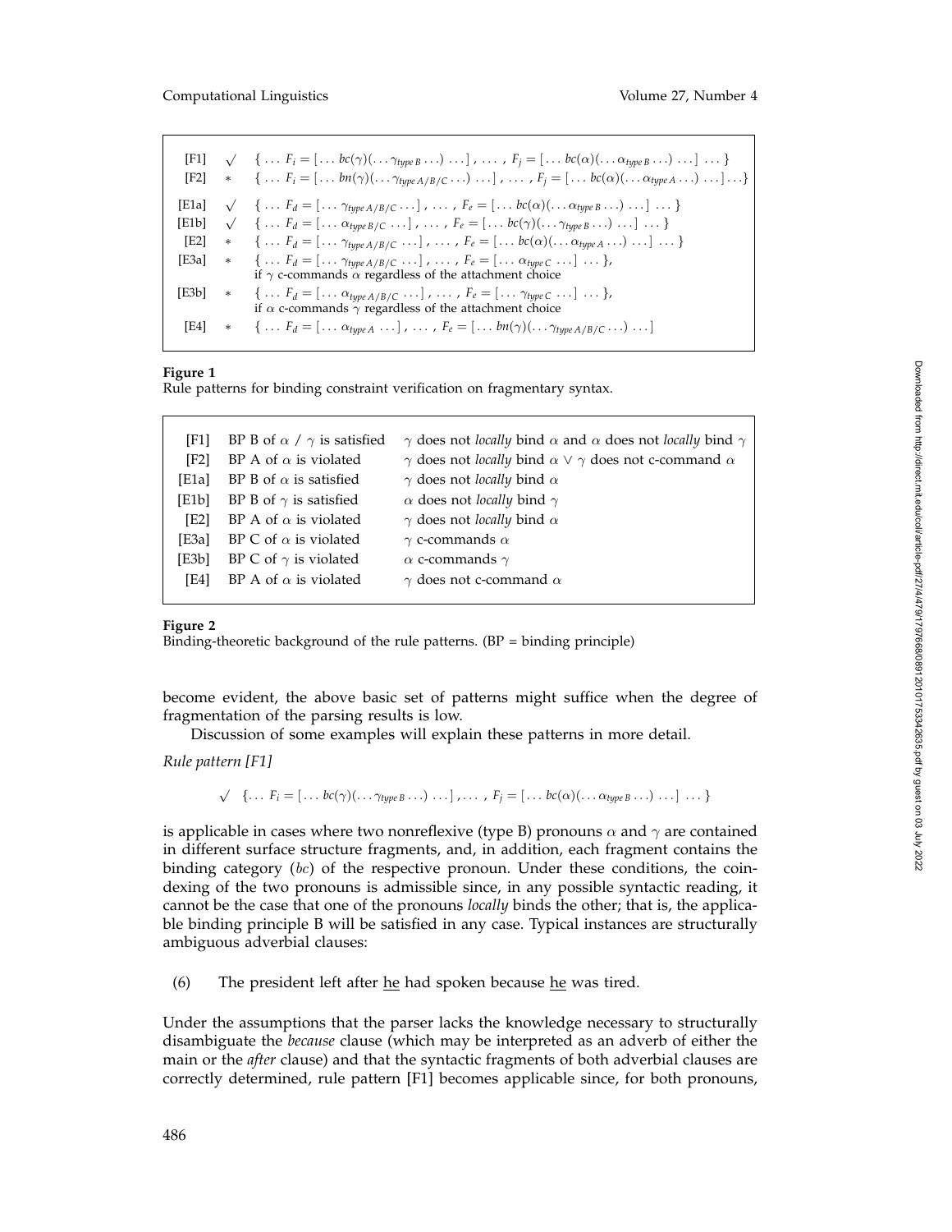| | | |
|---|---|---|
| [F1] | $\surd$ | $\{ \ldots\ F_i = [\ldots\ bc(\gamma)(\ldots \gamma_{type\,B} \ldots)\ \ldots]\ ,\ \ldots\ ,\ F_j = [\ldots\ bc(\alpha)(\ldots \alpha_{type\,B} \ldots)\ \ldots]\ \ldots \}$ |
| [F2] | $*$ | $\{ \ldots\ F_i = [\ldots\ bn(\gamma)(\ldots \gamma_{type\,A/B/C} \ldots)\ \ldots]\ ,\ \ldots\ ,\ F_j = [\ldots\ bc(\alpha)(\ldots \alpha_{type\,A} \ldots)\ \ldots] \ldots \}$ |
| [E1a] | $\surd$ | $\{ \ldots\ F_d = [\ldots\ \gamma_{type\,A/B/C} \ldots]\ ,\ \ldots\ ,\ F_e = [\ldots\ bc(\alpha)(\ldots \alpha_{type\,B} \ldots)\ \ldots]\ \ldots \}$ |
| [E1b] | $\surd$ | $\{ \ldots\ F_d = [\ldots\ \alpha_{type\,B/C}\ \ldots]\ ,\ \ldots\ ,\ F_e = [\ldots\ bc(\gamma)(\ldots \gamma_{type\,B} \ldots)\ \ldots]\ \ldots \}$ |
| [E2] | $*$ | $\{ \ldots\ F_d = [\ldots\ \gamma_{type\,A/B/C}\ \ldots]\ ,\ \ldots\ ,\ F_e = [\ldots\ bc(\alpha)(\ldots \alpha_{type\,A} \ldots)\ \ldots]\ \ldots \}$ |
| [E3a] | $*$ | $\{ \ldots\ F_d = [\ldots\ \gamma_{type\,A/B/C}\ \ldots]\ ,\ \ldots\ ,\ F_e = [\ldots\ \alpha_{type\,C}\ \ldots]\ \ldots \}$, if $\gamma$ c-commands $\alpha$ regardless of the attachment choice |
| [E3b] | $*$ | $\{ \ldots\ F_d = [\ldots\ \alpha_{type\,A/B/C}\ \ldots]\ ,\ \ldots\ ,\ F_e = [\ldots\ \gamma_{type\,C}\ \ldots]\ \ldots \}$, if $\alpha$ c-commands $\gamma$ regardless of the attachment choice |
| [E4] | $*$ | $\{ \ldots\ F_d = [\ldots\ \alpha_{type\,A}\ \ldots]\ ,\ \ldots\ ,\ F_e = [\ldots\ bn(\gamma)(\ldots \gamma_{type\,A/B/C} \ldots)\ \ldots]$ |

**Figure 1**
Rule patterns for binding constraint verification on fragmentary syntax.

| | | |
|---|---|---|
| [F1] | BP B of $\alpha$ / $\gamma$ is satisfied | $\gamma$ does not *locally* bind $\alpha$ and $\alpha$ does not *locally* bind $\gamma$ |
| [F2] | BP A of $\alpha$ is violated | $\gamma$ does not *locally* bind $\alpha \vee \gamma$ does not c-command $\alpha$ |
| [E1a] | BP B of $\alpha$ is satisfied | $\gamma$ does not *locally* bind $\alpha$ |
| [E1b] | BP B of $\gamma$ is satisfied | $\alpha$ does not *locally* bind $\gamma$ |
| [E2] | BP A of $\alpha$ is violated | $\gamma$ does not *locally* bind $\alpha$ |
| [E3a] | BP C of $\alpha$ is violated | $\gamma$ c-commands $\alpha$ |
| [E3b] | BP C of $\gamma$ is violated | $\alpha$ c-commands $\gamma$ |
| [E4] | BP A of $\alpha$ is violated | $\gamma$ does not c-command $\alpha$ |

**Figure 2**
Binding-theoretic background of the rule patterns. (BP = binding principle)

become evident, the above basic set of patterns might suffice when the degree of fragmentation of the parsing results is low.

Discussion of some examples will explain these patterns in more detail.

*Rule pattern [F1]*

$$\surd \ \ \{ \ldots\ F_i = [\ldots\ bc(\gamma)(\ldots \gamma_{type\,B} \ldots)\ \ldots]\ ,\ \ldots\ ,\ F_j = [\ldots\ bc(\alpha)(\ldots \alpha_{type\,B} \ldots)\ \ldots]\ \ldots \}$$

is applicable in cases where two nonreflexive (type B) pronouns $\alpha$ and $\gamma$ are contained in different surface structure fragments, and, in addition, each fragment contains the binding category (*bc*) of the respective pronoun. Under these conditions, the coindexing of the two pronouns is admissible since, in any possible syntactic reading, it cannot be the case that one of the pronouns *locally* binds the other; that is, the applicable binding principle B will be satisfied in any case. Typical instances are structurally ambiguous adverbial clauses:

(6) The president left after he had spoken because he was tired.

Under the assumptions that the parser lacks the knowledge necessary to structurally disambiguate the *because* clause (which may be interpreted as an adverb of either the main or the *after* clause) and that the syntactic fragments of both adverbial clauses are correctly determined, rule pattern [F1] becomes applicable since, for both pronouns,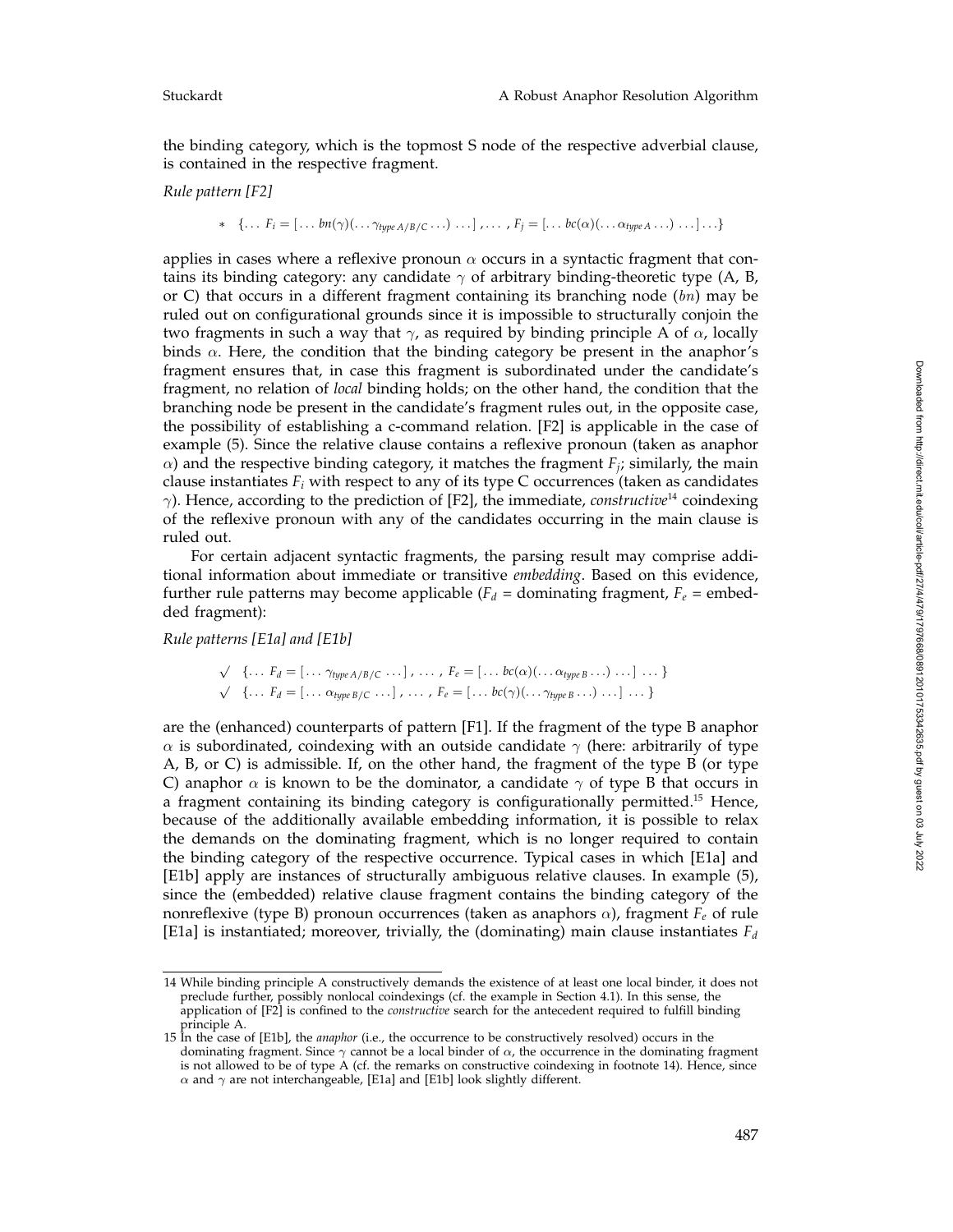the binding category, which is the topmost S node of the respective adverbial clause, is contained in the respective fragment.

*Rule pattern [F2]*

$$* \quad \{\ldots\ F_i = [\ldots bn(\gamma)(\ldots \gamma_{type\ A/B/C} \ldots) \ldots]\ , \ldots\ , F_j = [\ldots bc(\alpha)(\ldots \alpha_{type\ A} \ldots) \ldots] \ldots\}$$

applies in cases where a reflexive pronoun $\alpha$ occurs in a syntactic fragment that contains its binding category: any candidate $\gamma$ of arbitrary binding-theoretic type (A, B, or C) that occurs in a different fragment containing its branching node ($bn$) may be ruled out on configurational grounds since it is impossible to structurally conjoin the two fragments in such a way that $\gamma$, as required by binding principle A of $\alpha$, locally binds $\alpha$. Here, the condition that the binding category be present in the anaphor's fragment ensures that, in case this fragment is subordinated under the candidate's fragment, no relation of *local* binding holds; on the other hand, the condition that the branching node be present in the candidate's fragment rules out, in the opposite case, the possibility of establishing a c-command relation. [F2] is applicable in the case of example (5). Since the relative clause contains a reflexive pronoun (taken as anaphor $\alpha$) and the respective binding category, it matches the fragment $F_j$; similarly, the main clause instantiates $F_i$ with respect to any of its type C occurrences (taken as candidates $\gamma$). Hence, according to the prediction of [F2], the immediate, *constructive*[14] coindexing of the reflexive pronoun with any of the candidates occurring in the main clause is ruled out.

For certain adjacent syntactic fragments, the parsing result may comprise additional information about immediate or transitive *embedding*. Based on this evidence, further rule patterns may become applicable ($F_d$ = dominating fragment, $F_e$ = embedded fragment):

*Rule patterns [E1a] and [E1b]*

$$\surd \quad \{\ldots\ F_d = [\ldots \gamma_{type\ A/B/C} \ldots]\ , \ldots\ , F_e = [\ldots bc(\alpha)(\ldots \alpha_{type\ B} \ldots) \ldots]\ \ldots\}$$

$$\surd \quad \{\ldots\ F_d = [\ldots \alpha_{type\ B/C} \ldots]\ , \ldots\ , F_e = [\ldots bc(\gamma)(\ldots \gamma_{type\ B} \ldots) \ldots]\ \ldots\}$$

are the (enhanced) counterparts of pattern [F1]. If the fragment of the type B anaphor $\alpha$ is subordinated, coindexing with an outside candidate $\gamma$ (here: arbitrarily of type A, B, or C) is admissible. If, on the other hand, the fragment of the type B (or type C) anaphor $\alpha$ is known to be the dominator, a candidate $\gamma$ of type B that occurs in a fragment containing its binding category is configurationally permitted.[15] Hence, because of the additionally available embedding information, it is possible to relax the demands on the dominating fragment, which is no longer required to contain the binding category of the respective occurrence. Typical cases in which [E1a] and [E1b] apply are instances of structurally ambiguous relative clauses. In example (5), since the (embedded) relative clause fragment contains the binding category of the nonreflexive (type B) pronoun occurrences (taken as anaphors $\alpha$), fragment $F_e$ of rule [E1a] is instantiated; moreover, trivially, the (dominating) main clause instantiates $F_d$

---

14 While binding principle A constructively demands the existence of at least one local binder, it does not preclude further, possibly nonlocal coindexings (cf. the example in Section 4.1). In this sense, the application of [F2] is confined to the *constructive* search for the antecedent required to fulfill binding principle A.

15 In the case of [E1b], the *anaphor* (i.e., the occurrence to be constructively resolved) occurs in the dominating fragment. Since $\gamma$ cannot be a local binder of $\alpha$, the occurrence in the dominating fragment is not allowed to be of type A (cf. the remarks on constructive coindexing in footnote 14). Hence, since $\alpha$ and $\gamma$ are not interchangeable, [E1a] and [E1b] look slightly different.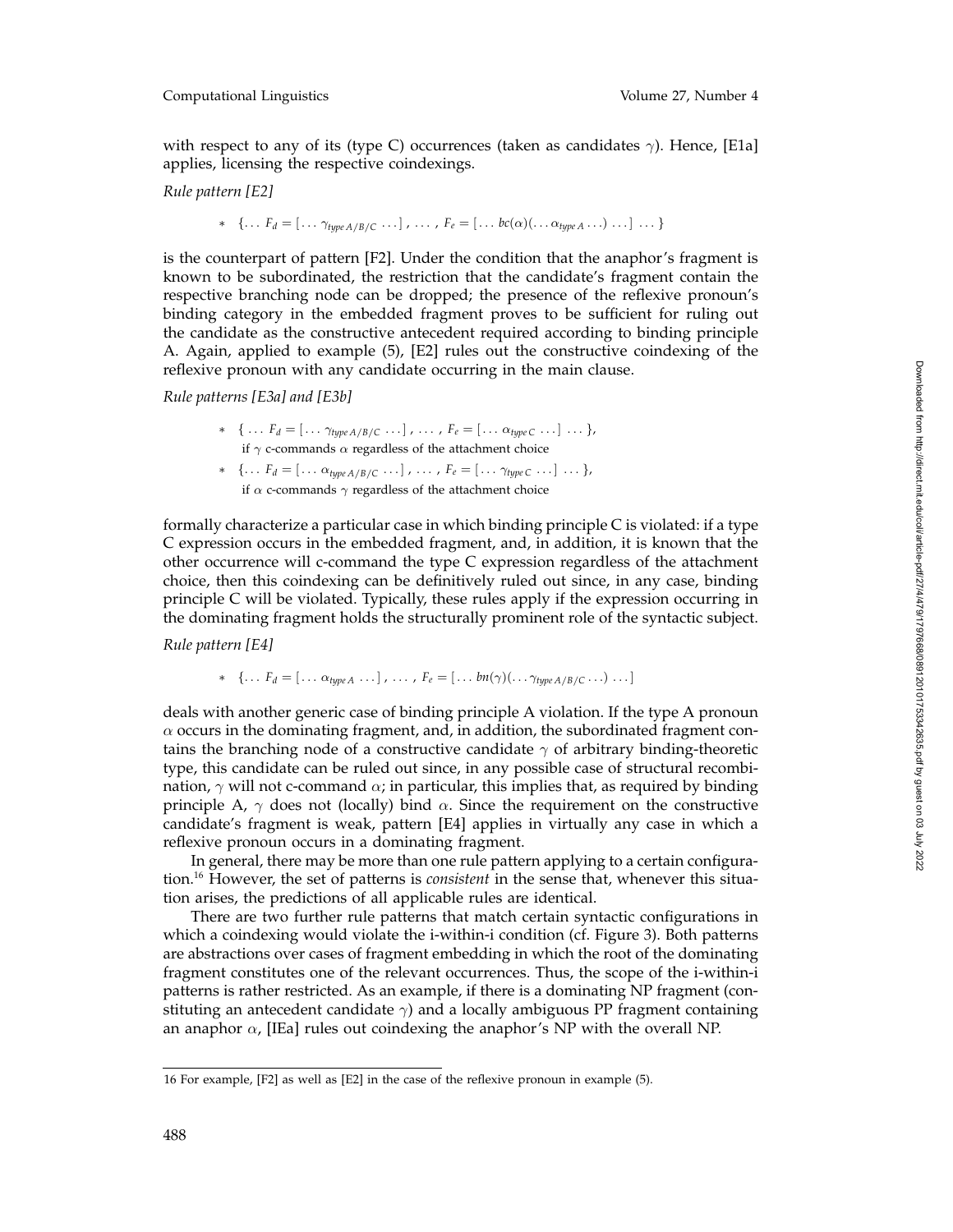with respect to any of its (type C) occurrences (taken as candidates $\gamma$). Hence, [E1a] applies, licensing the respective coindexings.

*Rule pattern [E2]*

$$* \quad \{\ldots\ F_d = [\ldots\ \gamma_{type\,A/B/C}\ \ldots]\ ,\ \ldots\ ,\ F_e = [\ldots\ bc(\alpha)(\ldots\ \alpha_{type\,A}\ \ldots)\ \ldots]\ \ldots\}$$

is the counterpart of pattern [F2]. Under the condition that the anaphor's fragment is known to be subordinated, the restriction that the candidate's fragment contain the respective branching node can be dropped; the presence of the reflexive pronoun's binding category in the embedded fragment proves to be sufficient for ruling out the candidate as the constructive antecedent required according to binding principle A. Again, applied to example (5), [E2] rules out the constructive coindexing of the reflexive pronoun with any candidate occurring in the main clause.

*Rule patterns [E3a] and [E3b]*

$$* \quad \{\ \ldots\ F_d = [\ldots\ \gamma_{type\,A/B/C}\ \ldots]\ ,\ \ldots\ ,\ F_e = [\ldots\ \alpha_{type\,C}\ \ldots]\ \ldots\},$$
if $\gamma$ c-commands $\alpha$ regardless of the attachment choice

$$* \quad \{\ldots\ F_d = [\ldots\ \alpha_{type\,A/B/C}\ \ldots]\ ,\ \ldots\ ,\ F_e = [\ldots\ \gamma_{type\,C}\ \ldots]\ \ldots\},$$
if $\alpha$ c-commands $\gamma$ regardless of the attachment choice

formally characterize a particular case in which binding principle C is violated: if a type C expression occurs in the embedded fragment, and, in addition, it is known that the other occurrence will c-command the type C expression regardless of the attachment choice, then this coindexing can be definitively ruled out since, in any case, binding principle C will be violated. Typically, these rules apply if the expression occurring in the dominating fragment holds the structurally prominent role of the syntactic subject.

*Rule pattern [E4]*

$$* \quad \{\ldots\ F_d = [\ldots\ \alpha_{type\,A}\ \ldots]\ ,\ \ldots\ ,\ F_e = [\ldots\ bn(\gamma)(\ldots\ \gamma_{type\,A/B/C}\ \ldots)\ \ldots]$$

deals with another generic case of binding principle A violation. If the type A pronoun $\alpha$ occurs in the dominating fragment, and, in addition, the subordinated fragment contains the branching node of a constructive candidate $\gamma$ of arbitrary binding-theoretic type, this candidate can be ruled out since, in any possible case of structural recombination, $\gamma$ will not c-command $\alpha$; in particular, this implies that, as required by binding principle A, $\gamma$ does not (locally) bind $\alpha$. Since the requirement on the constructive candidate's fragment is weak, pattern [E4] applies in virtually any case in which a reflexive pronoun occurs in a dominating fragment.

In general, there may be more than one rule pattern applying to a certain configuration.[16] However, the set of patterns is *consistent* in the sense that, whenever this situation arises, the predictions of all applicable rules are identical.

There are two further rule patterns that match certain syntactic configurations in which a coindexing would violate the i-within-i condition (cf. Figure 3). Both patterns are abstractions over cases of fragment embedding in which the root of the dominating fragment constitutes one of the relevant occurrences. Thus, the scope of the i-within-i patterns is rather restricted. As an example, if there is a dominating NP fragment (constituting an antecedent candidate $\gamma$) and a locally ambiguous PP fragment containing an anaphor $\alpha$, [IEa] rules out coindexing the anaphor's NP with the overall NP.

---

16 For example, [F2] as well as [E2] in the case of the reflexive pronoun in example (5).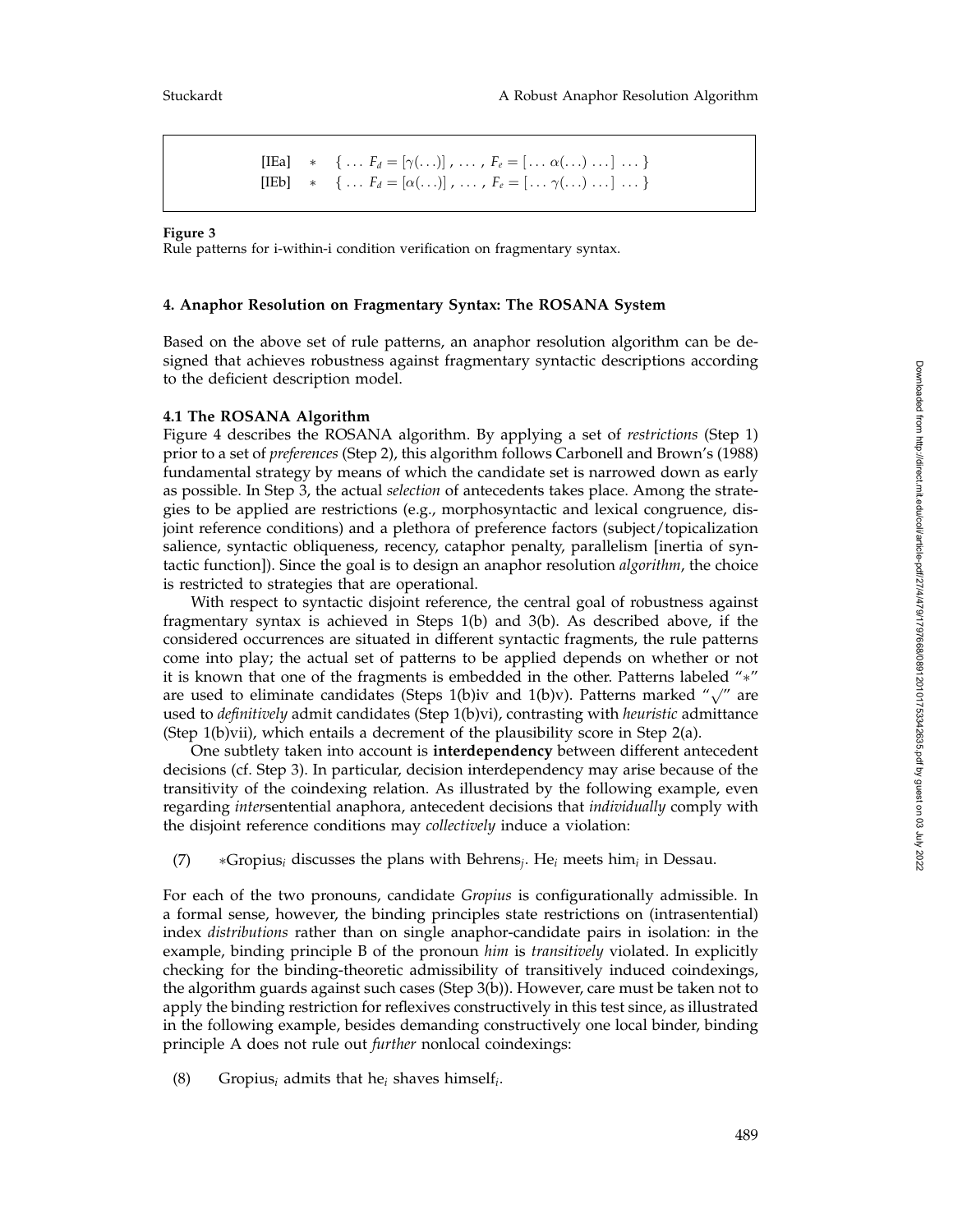$$[\text{IEa}] \quad * \quad \{ \ldots \; F_d = [\gamma(\ldots)] \,, \; \ldots \,, \; F_e = [\ldots \; \alpha(\ldots) \; \ldots] \; \ldots \}$$

$$[\text{IEb}] \quad * \quad \{ \ldots \; F_d = [\alpha(\ldots)] \,, \; \ldots \,, \; F_e = [\ldots \; \gamma(\ldots) \; \ldots] \; \ldots \}$$

**Figure 3**
Rule patterns for i-within-i condition verification on fragmentary syntax.

## 4. Anaphor Resolution on Fragmentary Syntax: The ROSANA System

Based on the above set of rule patterns, an anaphor resolution algorithm can be designed that achieves robustness against fragmentary syntactic descriptions according to the deficient description model.

### 4.1 The ROSANA Algorithm

Figure 4 describes the ROSANA algorithm. By applying a set of *restrictions* (Step 1) prior to a set of *preferences* (Step 2), this algorithm follows Carbonell and Brown's (1988) fundamental strategy by means of which the candidate set is narrowed down as early as possible. In Step 3, the actual *selection* of antecedents takes place. Among the strategies to be applied are restrictions (e.g., morphosyntactic and lexical congruence, disjoint reference conditions) and a plethora of preference factors (subject/topicalization salience, syntactic obliqueness, recency, cataphor penalty, parallelism [inertia of syntactic function]). Since the goal is to design an anaphor resolution *algorithm*, the choice is restricted to strategies that are operational.

With respect to syntactic disjoint reference, the central goal of robustness against fragmentary syntax is achieved in Steps 1(b) and 3(b). As described above, if the considered occurrences are situated in different syntactic fragments, the rule patterns come into play; the actual set of patterns to be applied depends on whether or not it is known that one of the fragments is embedded in the other. Patterns labeled "$*$" are used to eliminate candidates (Steps 1(b)iv and 1(b)v). Patterns marked "$\surd$" are used to *definitively* admit candidates (Step 1(b)vi), contrasting with *heuristic* admittance (Step 1(b)vii), which entails a decrement of the plausibility score in Step 2(a).

One subtlety taken into account is **interdependency** between different antecedent decisions (cf. Step 3). In particular, decision interdependency may arise because of the transitivity of the coindexing relation. As illustrated by the following example, even regarding *inter*sentential anaphora, antecedent decisions that *individually* comply with the disjoint reference conditions may *collectively* induce a violation:

(7) $*$Gropius$_i$ discusses the plans with Behrens$_j$. He$_i$ meets him$_i$ in Dessau.

For each of the two pronouns, candidate *Gropius* is configurationally admissible. In a formal sense, however, the binding principles state restrictions on (intrasentential) index *distributions* rather than on single anaphor-candidate pairs in isolation: in the example, binding principle B of the pronoun *him* is *transitively* violated. In explicitly checking for the binding-theoretic admissibility of transitively induced coindexings, the algorithm guards against such cases (Step 3(b)). However, care must be taken not to apply the binding restriction for reflexives constructively in this test since, as illustrated in the following example, besides demanding constructively one local binder, binding principle A does not rule out *further* nonlocal coindexings:

(8) Gropius$_i$ admits that he$_i$ shaves himself$_i$.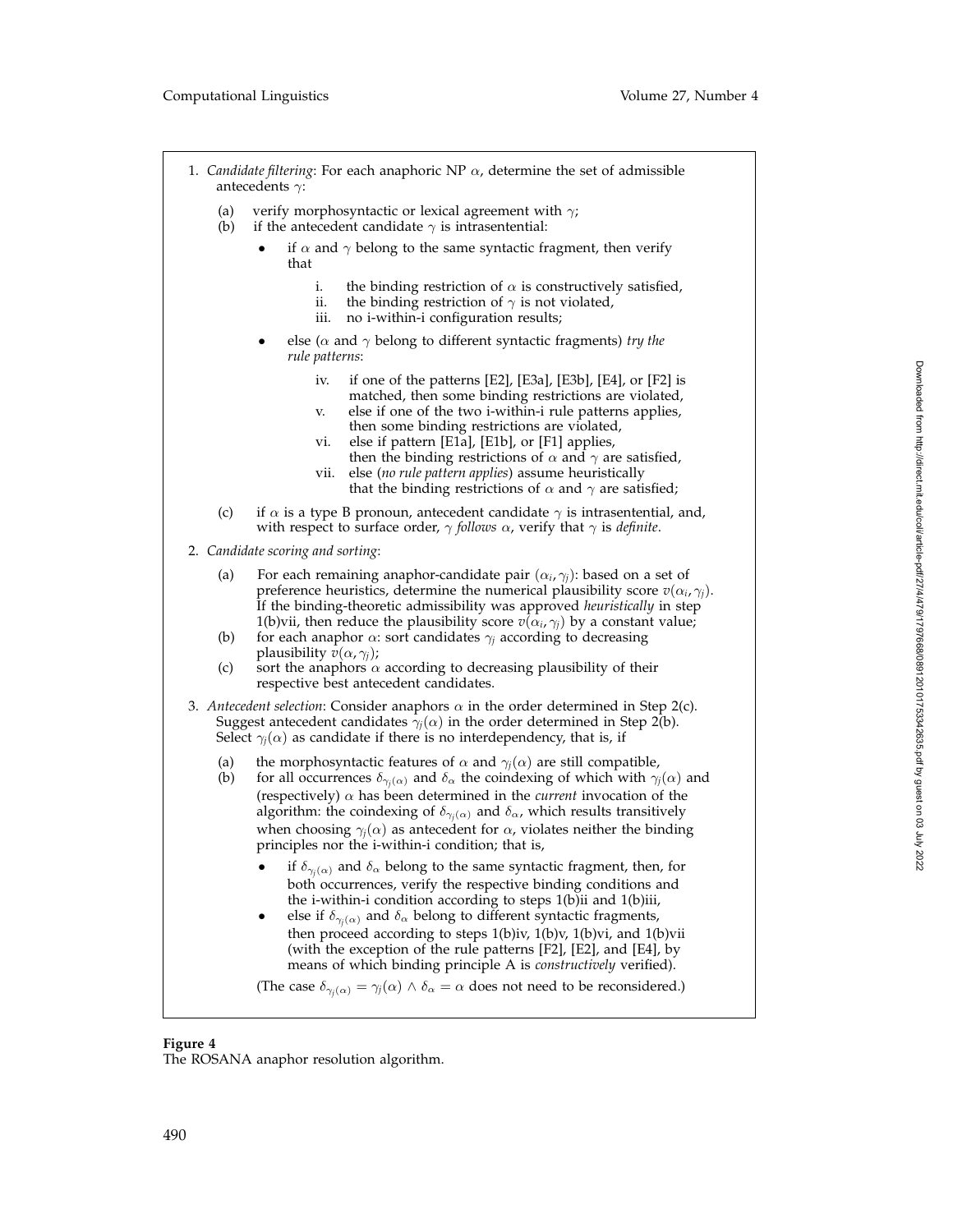1. *Candidate filtering*: For each anaphoric NP $\alpha$, determine the set of admissible antecedents $\gamma$:

   (a) verify morphosyntactic or lexical agreement with $\gamma$;

   (b) if the antecedent candidate $\gamma$ is intrasentential:

   - if $\alpha$ and $\gamma$ belong to the same syntactic fragment, then verify that

     i. the binding restriction of $\alpha$ is constructively satisfied,

     ii. the binding restriction of $\gamma$ is not violated,

     iii. no i-within-i configuration results;

   - else ($\alpha$ and $\gamma$ belong to different syntactic fragments) *try the rule patterns*:

     iv. if one of the patterns [E2], [E3a], [E3b], [E4], or [F2] is matched, then some binding restrictions are violated,

     v. else if one of the two i-within-i rule patterns applies, then some binding restrictions are violated,

     vi. else if pattern [E1a], [E1b], or [F1] applies, then the binding restrictions of $\alpha$ and $\gamma$ are satisfied,

     vii. else (*no rule pattern applies*) assume heuristically that the binding restrictions of $\alpha$ and $\gamma$ are satisfied;

   (c) if $\alpha$ is a type B pronoun, antecedent candidate $\gamma$ is intrasentential, and, with respect to surface order, $\gamma$ *follows* $\alpha$, verify that $\gamma$ is *definite*.

2. *Candidate scoring and sorting*:

   (a) For each remaining anaphor-candidate pair $(\alpha_i, \gamma_j)$: based on a set of preference heuristics, determine the numerical plausibility score $v(\alpha_i, \gamma_j)$. If the binding-theoretic admissibility was approved *heuristically* in step 1(b)vii, then reduce the plausibility score $v(\alpha_i, \gamma_j)$ by a constant value;

   (b) for each anaphor $\alpha$: sort candidates $\gamma_j$ according to decreasing plausibility $v(\alpha, \gamma_j)$;

   (c) sort the anaphors $\alpha$ according to decreasing plausibility of their respective best antecedent candidates.

3. *Antecedent selection*: Consider anaphors $\alpha$ in the order determined in Step 2(c). Suggest antecedent candidates $\gamma_j(\alpha)$ in the order determined in Step 2(b). Select $\gamma_j(\alpha)$ as candidate if there is no interdependency, that is, if

   (a) the morphosyntactic features of $\alpha$ and $\gamma_j(\alpha)$ are still compatible,

   (b) for all occurrences $\delta_{\gamma_j(\alpha)}$ and $\delta_\alpha$ the coindexing of which with $\gamma_j(\alpha)$ and (respectively) $\alpha$ has been determined in the *current* invocation of the algorithm: the coindexing of $\delta_{\gamma_j(\alpha)}$ and $\delta_\alpha$, which results transitively when choosing $\gamma_j(\alpha)$ as antecedent for $\alpha$, violates neither the binding principles nor the i-within-i condition; that is,

   - if $\delta_{\gamma_j(\alpha)}$ and $\delta_\alpha$ belong to the same syntactic fragment, then, for both occurrences, verify the respective binding conditions and the i-within-i condition according to steps 1(b)ii and 1(b)iii,
   - else if $\delta_{\gamma_j(\alpha)}$ and $\delta_\alpha$ belong to different syntactic fragments, then proceed according to steps 1(b)iv, 1(b)v, 1(b)vi, and 1(b)vii (with the exception of the rule patterns [F2], [E2], and [E4], by means of which binding principle A is *constructively* verified).

   (The case $\delta_{\gamma_j(\alpha)} = \gamma_j(\alpha) \wedge \delta_\alpha = \alpha$ does not need to be reconsidered.)

**Figure 4**
The ROSANA anaphor resolution algorithm.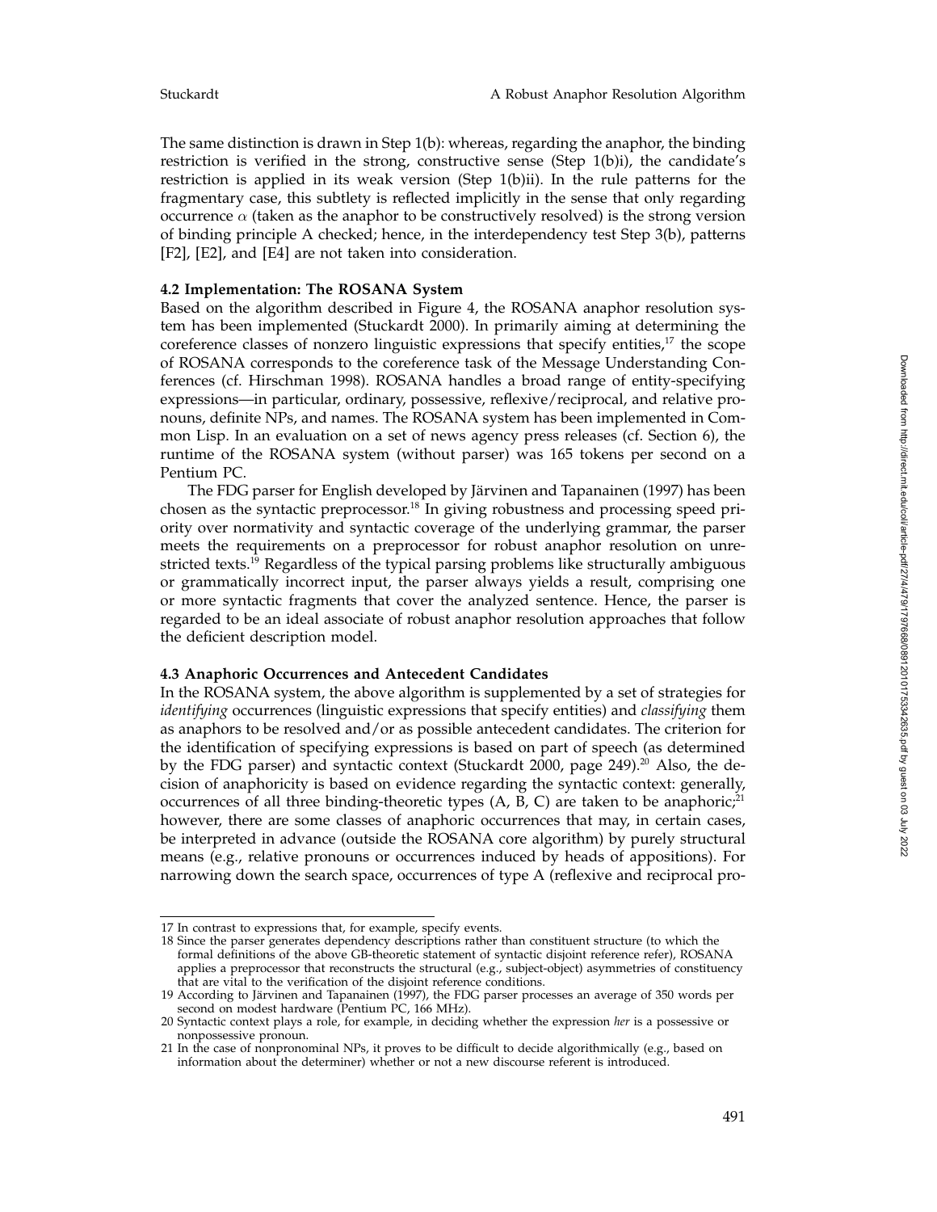The same distinction is drawn in Step 1(b): whereas, regarding the anaphor, the binding restriction is verified in the strong, constructive sense (Step 1(b)i), the candidate's restriction is applied in its weak version (Step 1(b)ii). In the rule patterns for the fragmentary case, this subtlety is reflected implicitly in the sense that only regarding occurrence $\alpha$ (taken as the anaphor to be constructively resolved) is the strong version of binding principle A checked; hence, in the interdependency test Step 3(b), patterns [F2], [E2], and [E4] are not taken into consideration.

### 4.2 Implementation: The ROSANA System

Based on the algorithm described in Figure 4, the ROSANA anaphor resolution system has been implemented (Stuckardt 2000). In primarily aiming at determining the coreference classes of nonzero linguistic expressions that specify entities,[17] the scope of ROSANA corresponds to the coreference task of the Message Understanding Conferences (cf. Hirschman 1998). ROSANA handles a broad range of entity-specifying expressions—in particular, ordinary, possessive, reflexive/reciprocal, and relative pronouns, definite NPs, and names. The ROSANA system has been implemented in Common Lisp. In an evaluation on a set of news agency press releases (cf. Section 6), the runtime of the ROSANA system (without parser) was 165 tokens per second on a Pentium PC.

The FDG parser for English developed by Järvinen and Tapanainen (1997) has been chosen as the syntactic preprocessor.[18] In giving robustness and processing speed priority over normativity and syntactic coverage of the underlying grammar, the parser meets the requirements on a preprocessor for robust anaphor resolution on unrestricted texts.[19] Regardless of the typical parsing problems like structurally ambiguous or grammatically incorrect input, the parser always yields a result, comprising one or more syntactic fragments that cover the analyzed sentence. Hence, the parser is regarded to be an ideal associate of robust anaphor resolution approaches that follow the deficient description model.

### 4.3 Anaphoric Occurrences and Antecedent Candidates

In the ROSANA system, the above algorithm is supplemented by a set of strategies for *identifying* occurrences (linguistic expressions that specify entities) and *classifying* them as anaphors to be resolved and/or as possible antecedent candidates. The criterion for the identification of specifying expressions is based on part of speech (as determined by the FDG parser) and syntactic context (Stuckardt 2000, page 249).[20] Also, the decision of anaphoricity is based on evidence regarding the syntactic context: generally, occurrences of all three binding-theoretic types (A, B, C) are taken to be anaphoric;[21] however, there are some classes of anaphoric occurrences that may, in certain cases, be interpreted in advance (outside the ROSANA core algorithm) by purely structural means (e.g., relative pronouns or occurrences induced by heads of appositions). For narrowing down the search space, occurrences of type A (reflexive and reciprocal pro-

---

17 In contrast to expressions that, for example, specify events.

18 Since the parser generates dependency descriptions rather than constituent structure (to which the formal definitions of the above GB-theoretic statement of syntactic disjoint reference refer), ROSANA applies a preprocessor that reconstructs the structural (e.g., subject-object) asymmetries of constituency that are vital to the verification of the disjoint reference conditions.

19 According to Järvinen and Tapanainen (1997), the FDG parser processes an average of 350 words per second on modest hardware (Pentium PC, 166 MHz).

20 Syntactic context plays a role, for example, in deciding whether the expression *her* is a possessive or nonpossessive pronoun.

21 In the case of nonpronominal NPs, it proves to be difficult to decide algorithmically (e.g., based on information about the determiner) whether or not a new discourse referent is introduced.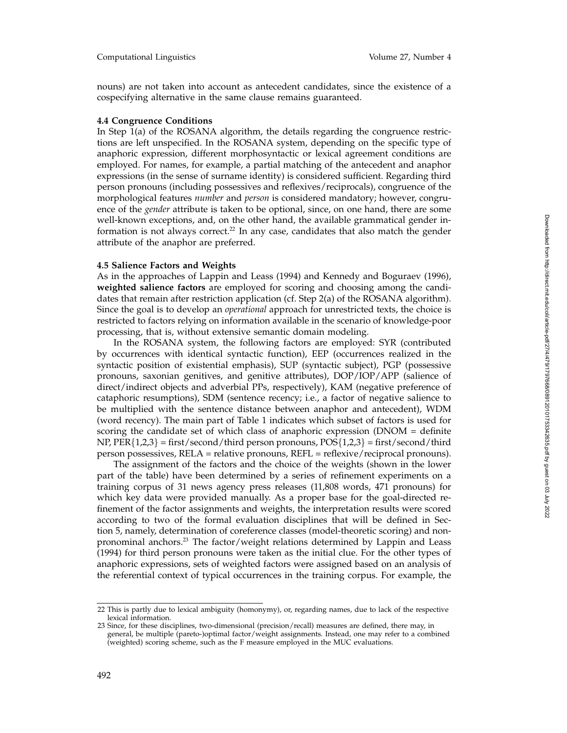nouns) are not taken into account as antecedent candidates, since the existence of a cospecifying alternative in the same clause remains guaranteed.

### 4.4 Congruence Conditions

In Step 1(a) of the ROSANA algorithm, the details regarding the congruence restrictions are left unspecified. In the ROSANA system, depending on the specific type of anaphoric expression, different morphosyntactic or lexical agreement conditions are employed. For names, for example, a partial matching of the antecedent and anaphor expressions (in the sense of surname identity) is considered sufficient. Regarding third person pronouns (including possessives and reflexives/reciprocals), congruence of the morphological features *number* and *person* is considered mandatory; however, congruence of the *gender* attribute is taken to be optional, since, on one hand, there are some well-known exceptions, and, on the other hand, the available grammatical gender information is not always correct.[22] In any case, candidates that also match the gender attribute of the anaphor are preferred.

### 4.5 Salience Factors and Weights

As in the approaches of Lappin and Leass (1994) and Kennedy and Boguraev (1996), **weighted salience factors** are employed for scoring and choosing among the candidates that remain after restriction application (cf. Step 2(a) of the ROSANA algorithm). Since the goal is to develop an *operational* approach for unrestricted texts, the choice is restricted to factors relying on information available in the scenario of knowledge-poor processing, that is, without extensive semantic domain modeling.

In the ROSANA system, the following factors are employed: SYR (contributed by occurrences with identical syntactic function), EEP (occurrences realized in the syntactic position of existential emphasis), SUP (syntactic subject), PGP (possessive pronouns, saxonian genitives, and genitive attributes), DOP/IOP/APP (salience of direct/indirect objects and adverbial PPs, respectively), KAM (negative preference of cataphoric resumptions), SDM (sentence recency; i.e., a factor of negative salience to be multiplied with the sentence distance between anaphor and antecedent), WDM (word recency). The main part of Table 1 indicates which subset of factors is used for scoring the candidate set of which class of anaphoric expression (DNOM = definite NP, PER{1,2,3} = first/second/third person pronouns, POS{1,2,3} = first/second/third person possessives, RELA = relative pronouns, REFL = reflexive/reciprocal pronouns).

The assignment of the factors and the choice of the weights (shown in the lower part of the table) have been determined by a series of refinement experiments on a training corpus of 31 news agency press releases (11,808 words, 471 pronouns) for which key data were provided manually. As a proper base for the goal-directed refinement of the factor assignments and weights, the interpretation results were scored according to two of the formal evaluation disciplines that will be defined in Section 5, namely, determination of coreference classes (model-theoretic scoring) and nonpronominal anchors.[23] The factor/weight relations determined by Lappin and Leass (1994) for third person pronouns were taken as the initial clue. For the other types of anaphoric expressions, sets of weighted factors were assigned based on an analysis of the referential context of typical occurrences in the training corpus. For example, the

---

22 This is partly due to lexical ambiguity (homonymy), or, regarding names, due to lack of the respective lexical information.

23 Since, for these disciplines, two-dimensional (precision/recall) measures are defined, there may, in general, be multiple (pareto-)optimal factor/weight assignments. Instead, one may refer to a combined (weighted) scoring scheme, such as the F measure employed in the MUC evaluations.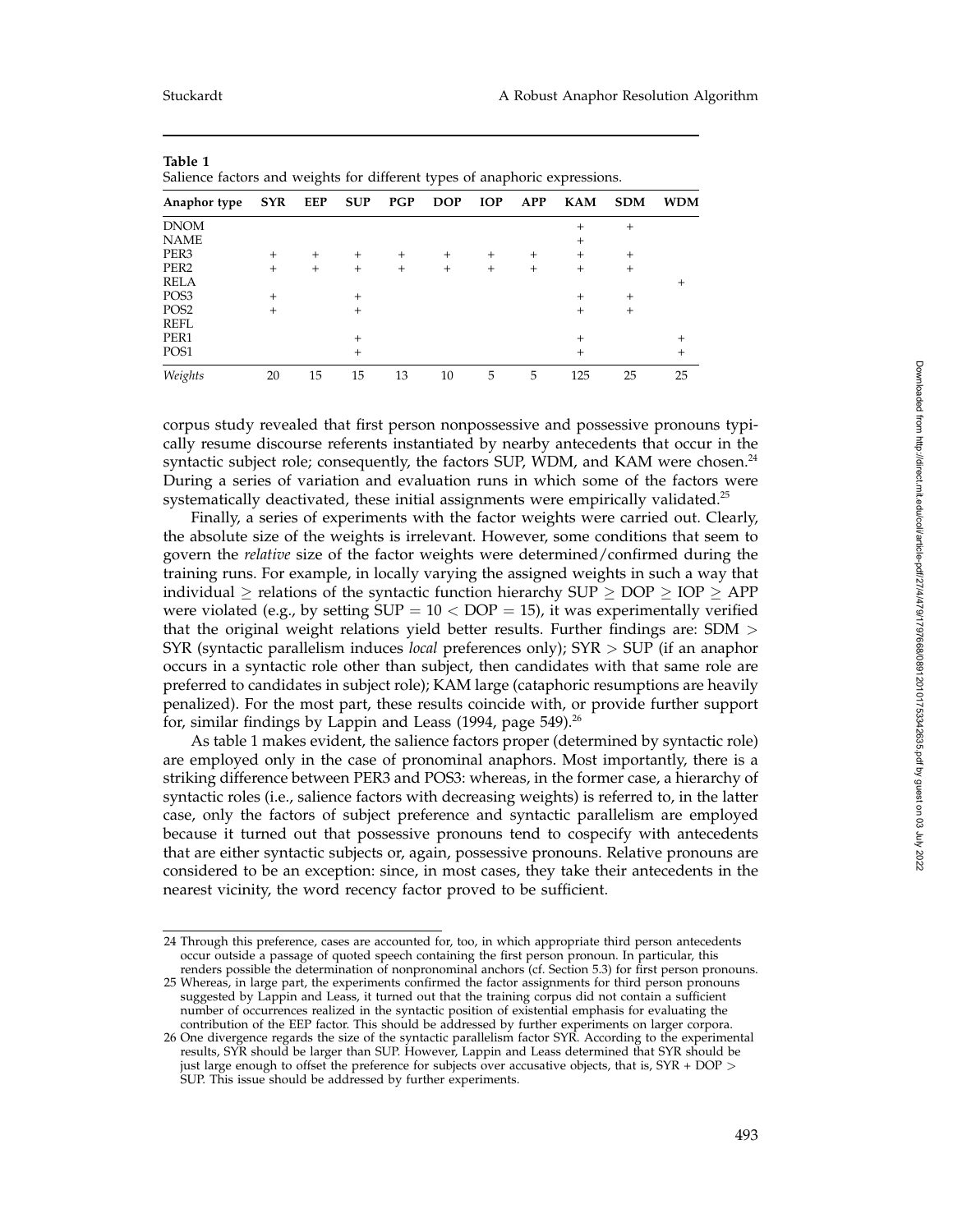**Table 1**
Salience factors and weights for different types of anaphoric expressions.

| Anaphor type | SYR | EEP | SUP | PGP | DOP | IOP | APP | KAM | SDM | WDM |
|---|---|---|---|---|---|---|---|---|---|---|
| DNOM | | | | | | | | + | + | |
| NAME | | | | | | | | + | | |
| PER3 | + | + | + | + | + | + | + | + | + | |
| PER2 | + | + | + | + | + | + | + | + | + | |
| RELA | | | | | | | | | | + |
| POS3 | + | | + | | | | | + | + | |
| POS2 | + | | + | | | | | + | + | |
| REFL | | | | | | | | | | |
| PER1 | | | + | | | | | + | | + |
| POS1 | | | + | | | | | + | | + |
| *Weights* | 20 | 15 | 15 | 13 | 10 | 5 | 5 | 125 | 25 | 25 |

corpus study revealed that first person nonpossessive and possessive pronouns typically resume discourse referents instantiated by nearby antecedents that occur in the syntactic subject role; consequently, the factors SUP, WDM, and KAM were chosen.[24] During a series of variation and evaluation runs in which some of the factors were systematically deactivated, these initial assignments were empirically validated.[25]

Finally, a series of experiments with the factor weights were carried out. Clearly, the absolute size of the weights is irrelevant. However, some conditions that seem to govern the *relative* size of the factor weights were determined/confirmed during the training runs. For example, in locally varying the assigned weights in such a way that individual $\geq$ relations of the syntactic function hierarchy SUP $\geq$ DOP $\geq$ IOP $\geq$ APP were violated (e.g., by setting SUP $= 10 <$ DOP $= 15$), it was experimentally verified that the original weight relations yield better results. Further findings are: SDM $>$ SYR (syntactic parallelism induces *local* preferences only); SYR $>$ SUP (if an anaphor occurs in a syntactic role other than subject, then candidates with that same role are preferred to candidates in subject role); KAM large (cataphoric resumptions are heavily penalized). For the most part, these results coincide with, or provide further support for, similar findings by Lappin and Leass (1994, page 549).[26]

As table 1 makes evident, the salience factors proper (determined by syntactic role) are employed only in the case of pronominal anaphors. Most importantly, there is a striking difference between PER3 and POS3: whereas, in the former case, a hierarchy of syntactic roles (i.e., salience factors with decreasing weights) is referred to, in the latter case, only the factors of subject preference and syntactic parallelism are employed because it turned out that possessive pronouns tend to cospecify with antecedents that are either syntactic subjects or, again, possessive pronouns. Relative pronouns are considered to be an exception: since, in most cases, they take their antecedents in the nearest vicinity, the word recency factor proved to be sufficient.

---

24 Through this preference, cases are accounted for, too, in which appropriate third person antecedents occur outside a passage of quoted speech containing the first person pronoun. In particular, this renders possible the determination of nonpronominal anchors (cf. Section 5.3) for first person pronouns.

25 Whereas, in large part, the experiments confirmed the factor assignments for third person pronouns suggested by Lappin and Leass, it turned out that the training corpus did not contain a sufficient number of occurrences realized in the syntactic position of existential emphasis for evaluating the contribution of the EEP factor. This should be addressed by further experiments on larger corpora.

26 One divergence regards the size of the syntactic parallelism factor SYR. According to the experimental results, SYR should be larger than SUP. However, Lappin and Leass determined that SYR should be just large enough to offset the preference for subjects over accusative objects, that is, SYR + DOP $>$ SUP. This issue should be addressed by further experiments.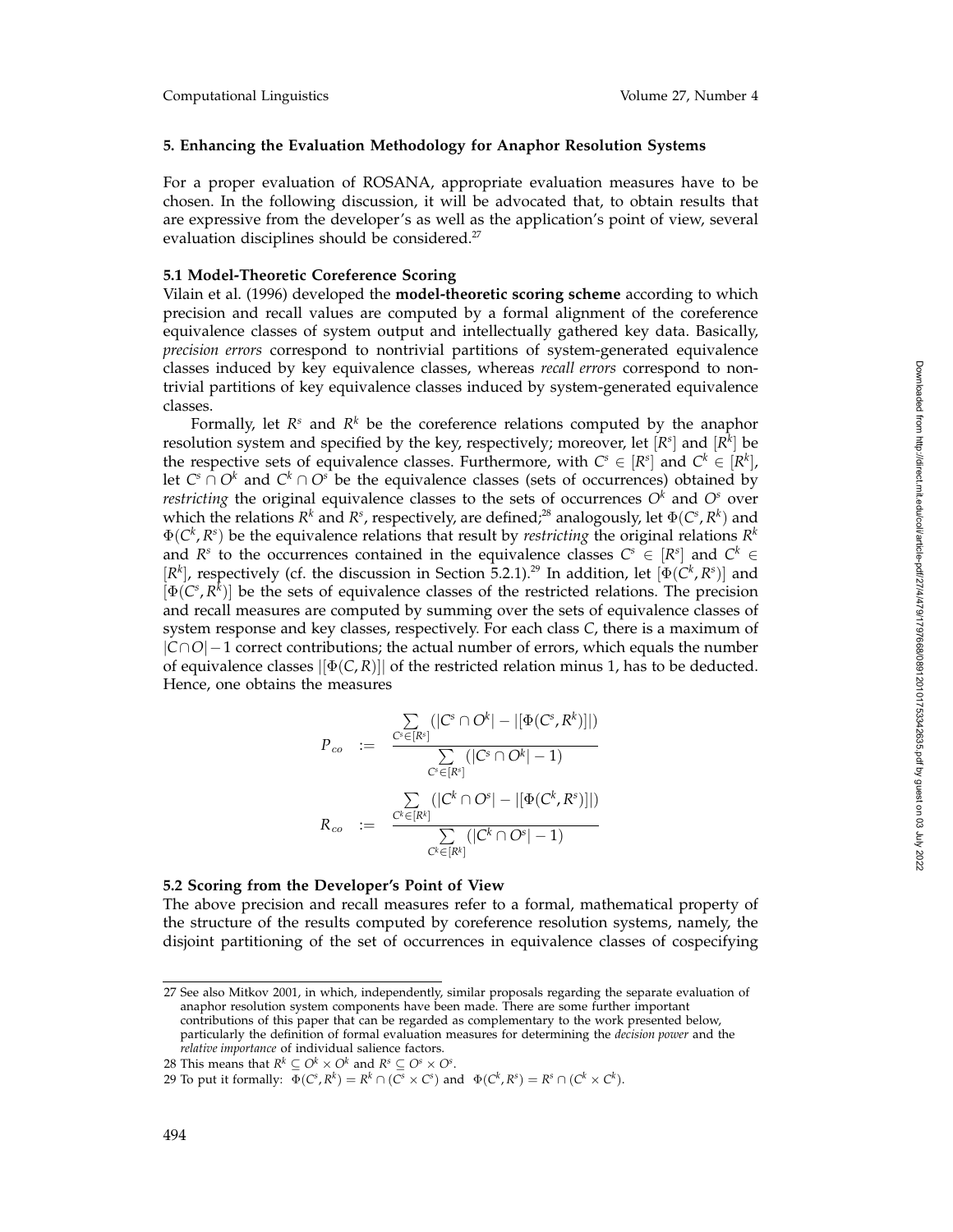## 5. Enhancing the Evaluation Methodology for Anaphor Resolution Systems

For a proper evaluation of ROSANA, appropriate evaluation measures have to be chosen. In the following discussion, it will be advocated that, to obtain results that are expressive from the developer's as well as the application's point of view, several evaluation disciplines should be considered.[27]

### 5.1 Model-Theoretic Coreference Scoring

Vilain et al. (1996) developed the **model-theoretic scoring scheme** according to which precision and recall values are computed by a formal alignment of the coreference equivalence classes of system output and intellectually gathered key data. Basically, *precision errors* correspond to nontrivial partitions of system-generated equivalence classes induced by key equivalence classes, whereas *recall errors* correspond to nontrivial partitions of key equivalence classes induced by system-generated equivalence classes.

Formally, let $R^s$ and $R^k$ be the coreference relations computed by the anaphor resolution system and specified by the key, respectively; moreover, let $[R^s]$ and $[R^k]$ be the respective sets of equivalence classes. Furthermore, with $C^s \in [R^s]$ and $C^k \in [R^k]$, let $C^s \cap O^k$ and $C^k \cap O^s$ be the equivalence classes (sets of occurrences) obtained by *restricting* the original equivalence classes to the sets of occurrences $O^k$ and $O^s$ over which the relations $R^k$ and $R^s$, respectively, are defined;[28] analogously, let $\Phi(C^s, R^k)$ and $\Phi(C^k, R^s)$ be the equivalence relations that result by *restricting* the original relations $R^k$ and $R^s$ to the occurrences contained in the equivalence classes $C^s \in [R^s]$ and $C^k \in [R^k]$, respectively (cf. the discussion in Section 5.2.1).[29] In addition, let $[\Phi(C^k, R^s)]$ and $[\Phi(C^s, R^k)]$ be the sets of equivalence classes of the restricted relations. The precision and recall measures are computed by summing over the sets of equivalence classes of system response and key classes, respectively. For each class $C$, there is a maximum of $|C \cap O| - 1$ correct contributions; the actual number of errors, which equals the number of equivalence classes $|[\Phi(C, R)]|$ of the restricted relation minus 1, has to be deducted. Hence, one obtains the measures

$$P_{co} := \frac{\sum_{C^s \in [R^s]} (|C^s \cap O^k| - |[\Phi(C^s, R^k)]|)}{\sum_{C^s \in [R^s]} (|C^s \cap O^k| - 1)}$$

$$R_{co} := \frac{\sum_{C^k \in [R^k]} (|C^k \cap O^s| - |[\Phi(C^k, R^s)]|)}{\sum_{C^k \in [R^k]} (|C^k \cap O^s| - 1)}$$

### 5.2 Scoring from the Developer's Point of View

The above precision and recall measures refer to a formal, mathematical property of the structure of the results computed by coreference resolution systems, namely, the disjoint partitioning of the set of occurrences in equivalence classes of cospecifying

---

27 See also Mitkov 2001, in which, independently, similar proposals regarding the separate evaluation of anaphor resolution system components have been made. There are some further important contributions of this paper that can be regarded as complementary to the work presented below, particularly the definition of formal evaluation measures for determining the *decision power* and the *relative importance* of individual salience factors.

28 This means that $R^k \subseteq O^k \times O^k$ and $R^s \subseteq O^s \times O^s$.

29 To put it formally: $\Phi(C^s, R^k) = R^k \cap (C^s \times C^s)$ and $\Phi(C^k, R^s) = R^s \cap (C^k \times C^k)$.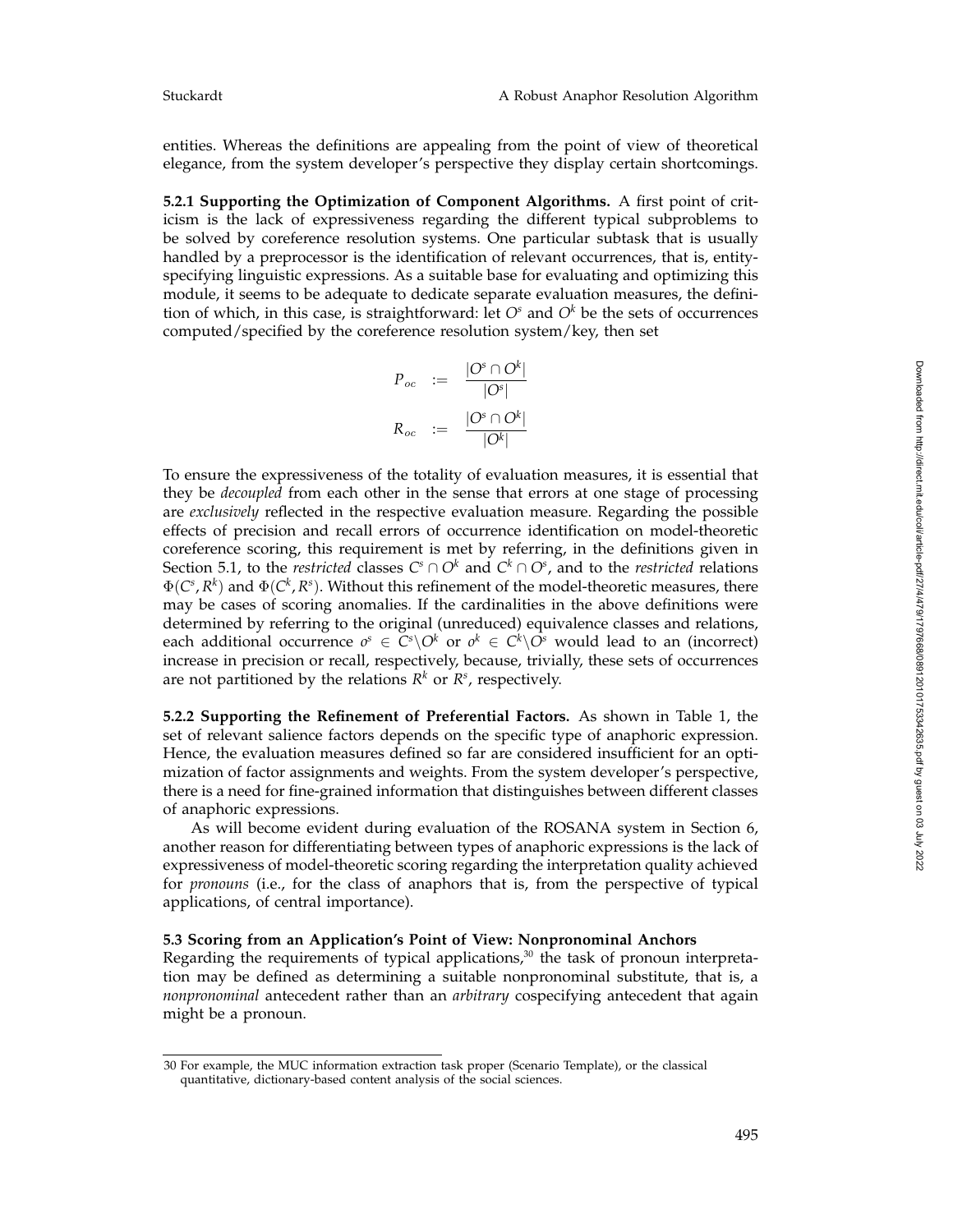entities. Whereas the definitions are appealing from the point of view of theoretical elegance, from the system developer's perspective they display certain shortcomings.

**5.2.1 Supporting the Optimization of Component Algorithms.** A first point of criticism is the lack of expressiveness regarding the different typical subproblems to be solved by coreference resolution systems. One particular subtask that is usually handled by a preprocessor is the identification of relevant occurrences, that is, entity-specifying linguistic expressions. As a suitable base for evaluating and optimizing this module, it seems to be adequate to dedicate separate evaluation measures, the definition of which, in this case, is straightforward: let $O^s$ and $O^k$ be the sets of occurrences computed/specified by the coreference resolution system/key, then set

$$P_{oc} := \frac{|O^s \cap O^k|}{|O^s|}$$

$$R_{oc} := \frac{|O^s \cap O^k|}{|O^k|}$$

To ensure the expressiveness of the totality of evaluation measures, it is essential that they be *decoupled* from each other in the sense that errors at one stage of processing are *exclusively* reflected in the respective evaluation measure. Regarding the possible effects of precision and recall errors of occurrence identification on model-theoretic coreference scoring, this requirement is met by referring, in the definitions given in Section 5.1, to the *restricted* classes $C^s \cap O^k$ and $C^k \cap O^s$, and to the *restricted* relations $\Phi(C^s, R^k)$ and $\Phi(C^k, R^s)$. Without this refinement of the model-theoretic measures, there may be cases of scoring anomalies. If the cardinalities in the above definitions were determined by referring to the original (unreduced) equivalence classes and relations, each additional occurrence $o^s \in C^s \backslash O^k$ or $o^k \in C^k \backslash O^s$ would lead to an (incorrect) increase in precision or recall, respectively, because, trivially, these sets of occurrences are not partitioned by the relations $R^k$ or $R^s$, respectively.

**5.2.2 Supporting the Refinement of Preferential Factors.** As shown in Table 1, the set of relevant salience factors depends on the specific type of anaphoric expression. Hence, the evaluation measures defined so far are considered insufficient for an optimization of factor assignments and weights. From the system developer's perspective, there is a need for fine-grained information that distinguishes between different classes of anaphoric expressions.

As will become evident during evaluation of the ROSANA system in Section 6, another reason for differentiating between types of anaphoric expressions is the lack of expressiveness of model-theoretic scoring regarding the interpretation quality achieved for *pronouns* (i.e., for the class of anaphors that is, from the perspective of typical applications, of central importance).

### 5.3 Scoring from an Application's Point of View: Nonpronominal Anchors

Regarding the requirements of typical applications,[30] the task of pronoun interpretation may be defined as determining a suitable nonpronominal substitute, that is, a *nonpronominal* antecedent rather than an *arbitrary* cospecifying antecedent that again might be a pronoun.

30 For example, the MUC information extraction task proper (Scenario Template), or the classical quantitative, dictionary-based content analysis of the social sciences.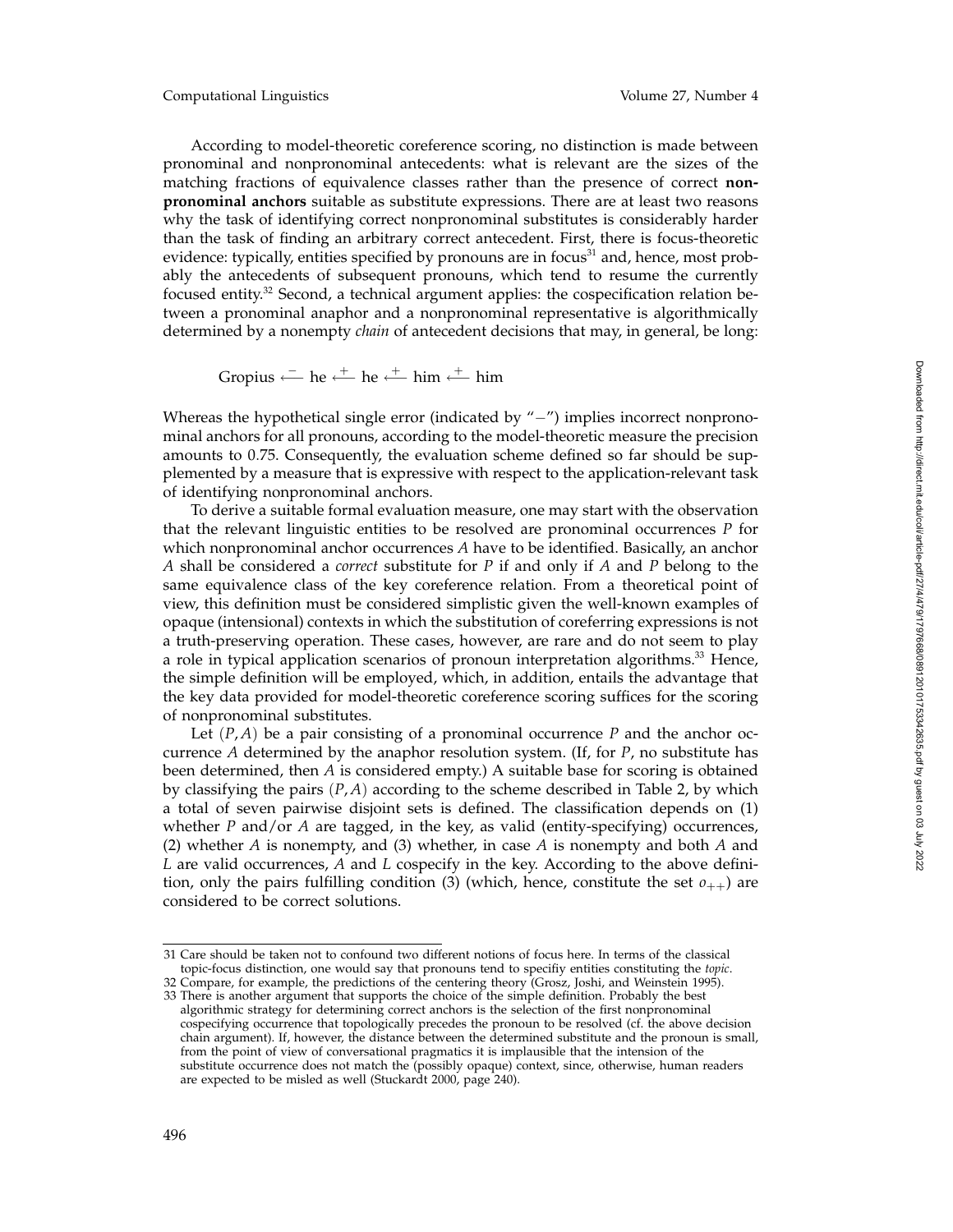According to model-theoretic coreference scoring, no distinction is made between pronominal and nonpronominal antecedents: what is relevant are the sizes of the matching fractions of equivalence classes rather than the presence of correct **nonpronominal anchors** suitable as substitute expressions. There are at least two reasons why the task of identifying correct nonpronominal substitutes is considerably harder than the task of finding an arbitrary correct antecedent. First, there is focus-theoretic evidence: typically, entities specified by pronouns are in focus[31] and, hence, most probably the antecedents of subsequent pronouns, which tend to resume the currently focused entity.[32] Second, a technical argument applies: the cospecification relation between a pronominal anaphor and a nonpronominal representative is algorithmically determined by a nonempty *chain* of antecedent decisions that may, in general, be long:

$$\text{Gropius} \overset{-}{\longleftarrow} \text{he} \overset{+}{\longleftarrow} \text{he} \overset{+}{\longleftarrow} \text{him} \overset{+}{\longleftarrow} \text{him}$$

Whereas the hypothetical single error (indicated by "$-$") implies incorrect nonpronominal anchors for all pronouns, according to the model-theoretic measure the precision amounts to 0.75. Consequently, the evaluation scheme defined so far should be supplemented by a measure that is expressive with respect to the application-relevant task of identifying nonpronominal anchors.

To derive a suitable formal evaluation measure, one may start with the observation that the relevant linguistic entities to be resolved are pronominal occurrences $P$ for which nonpronominal anchor occurrences $A$ have to be identified. Basically, an anchor $A$ shall be considered a *correct* substitute for $P$ if and only if $A$ and $P$ belong to the same equivalence class of the key coreference relation. From a theoretical point of view, this definition must be considered simplistic given the well-known examples of opaque (intensional) contexts in which the substitution of coreferring expressions is not a truth-preserving operation. These cases, however, are rare and do not seem to play a role in typical application scenarios of pronoun interpretation algorithms.[33] Hence, the simple definition will be employed, which, in addition, entails the advantage that the key data provided for model-theoretic coreference scoring suffices for the scoring of nonpronominal substitutes.

Let $(P, A)$ be a pair consisting of a pronominal occurrence $P$ and the anchor occurrence $A$ determined by the anaphor resolution system. (If, for $P$, no substitute has been determined, then $A$ is considered empty.) A suitable base for scoring is obtained by classifying the pairs $(P, A)$ according to the scheme described in Table 2, by which a total of seven pairwise disjoint sets is defined. The classification depends on (1) whether $P$ and/or $A$ are tagged, in the key, as valid (entity-specifying) occurrences, (2) whether $A$ is nonempty, and (3) whether, in case $A$ is nonempty and both $A$ and $L$ are valid occurrences, $A$ and $L$ cospecify in the key. According to the above definition, only the pairs fulfilling condition (3) (which, hence, constitute the set $o_{++}$) are considered to be correct solutions.

---

31 Care should be taken not to confound two different notions of focus here. In terms of the classical topic-focus distinction, one would say that pronouns tend to specifiy entities constituting the *topic*.

32 Compare, for example, the predictions of the centering theory (Grosz, Joshi, and Weinstein 1995).

33 There is another argument that supports the choice of the simple definition. Probably the best algorithmic strategy for determining correct anchors is the selection of the first nonpronominal cospecifying occurrence that topologically precedes the pronoun to be resolved (cf. the above decision chain argument). If, however, the distance between the determined substitute and the pronoun is small, from the point of view of conversational pragmatics it is implausible that the intension of the substitute occurrence does not match the (possibly opaque) context, since, otherwise, human readers are expected to be misled as well (Stuckardt 2000, page 240).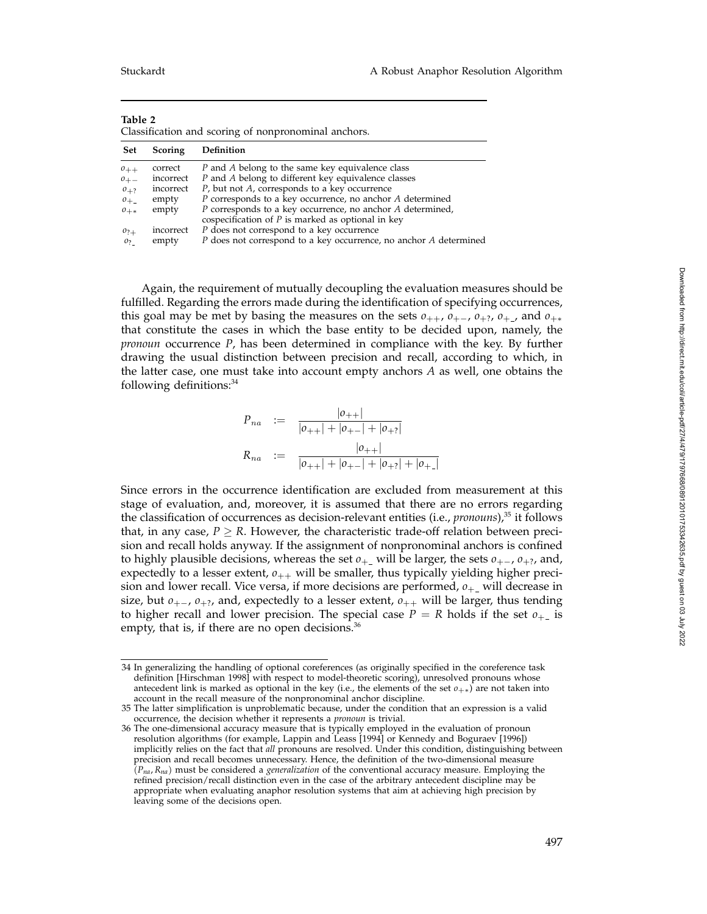**Table 2**
Classification and scoring of nonpronominal anchors.

| Set | Scoring | Definition |
|---|---|---|
| $o_{++}$ | correct | $P$ and $A$ belong to the same key equivalence class |
| $o_{+-}$ | incorrect | $P$ and $A$ belong to different key equivalence classes |
| $o_{+?}$ | incorrect | $P$, but not $A$, corresponds to a key occurrence |
| $o_{+\_}$ | empty | $P$ corresponds to a key occurrence, no anchor $A$ determined |
| $o_{+*}$ | empty | $P$ corresponds to a key occurrence, no anchor $A$ determined, cospecification of $P$ is marked as optional in key |
| $o_{?+}$ | incorrect | $P$ does not correspond to a key occurrence |
| $o_{?\_}$ | empty | $P$ does not correspond to a key occurrence, no anchor $A$ determined |

Again, the requirement of mutually decoupling the evaluation measures should be fulfilled. Regarding the errors made during the identification of specifying occurrences, this goal may be met by basing the measures on the sets $o_{++}$, $o_{+-}$, $o_{+?}$, $o_{+\_}$, and $o_{+*}$ that constitute the cases in which the base entity to be decided upon, namely, the *pronoun* occurrence $P$, has been determined in compliance with the key. By further drawing the usual distinction between precision and recall, according to which, in the latter case, one must take into account empty anchors $A$ as well, one obtains the following definitions:[34]

$$P_{na} := \frac{|o_{++}|}{|o_{++}| + |o_{+-}| + |o_{+?}|}$$

$$R_{na} := \frac{|o_{++}|}{|o_{++}| + |o_{+-}| + |o_{+?}| + |o_{+\_}|}$$

Since errors in the occurrence identification are excluded from measurement at this stage of evaluation, and, moreover, it is assumed that there are no errors regarding the classification of occurrences as decision-relevant entities (i.e., *pronouns*),[35] it follows that, in any case, $P \geq R$. However, the characteristic trade-off relation between precision and recall holds anyway. If the assignment of nonpronominal anchors is confined to highly plausible decisions, whereas the set $o_{+\_}$ will be larger, the sets $o_{+-}$, $o_{+?}$, and, expectedly to a lesser extent, $o_{++}$ will be smaller, thus typically yielding higher precision and lower recall. Vice versa, if more decisions are performed, $o_{+\_}$ will decrease in size, but $o_{+-}$, $o_{+?}$, and, expectedly to a lesser extent, $o_{++}$ will be larger, thus tending to higher recall and lower precision. The special case $P = R$ holds if the set $o_{+\_}$ is empty, that is, if there are no open decisions.[36]

---

34 In generalizing the handling of optional coreferences (as originally specified in the coreference task definition [Hirschman 1998] with respect to model-theoretic scoring), unresolved pronouns whose antecedent link is marked as optional in the key (i.e., the elements of the set $o_{+*}$) are not taken into account in the recall measure of the nonpronominal anchor discipline.

35 The latter simplification is unproblematic because, under the condition that an expression is a valid occurrence, the decision whether it represents a *pronoun* is trivial.

36 The one-dimensional accuracy measure that is typically employed in the evaluation of pronoun resolution algorithms (for example, Lappin and Leass [1994] or Kennedy and Boguraev [1996]) implicitly relies on the fact that *all* pronouns are resolved. Under this condition, distinguishing between precision and recall becomes unnecessary. Hence, the definition of the two-dimensional measure $(P_{na}, R_{na})$ must be considered a *generalization* of the conventional accuracy measure. Employing the refined precision/recall distinction even in the case of the arbitrary antecedent discipline may be appropriate when evaluating anaphor resolution systems that aim at achieving high precision by leaving some of the decisions open.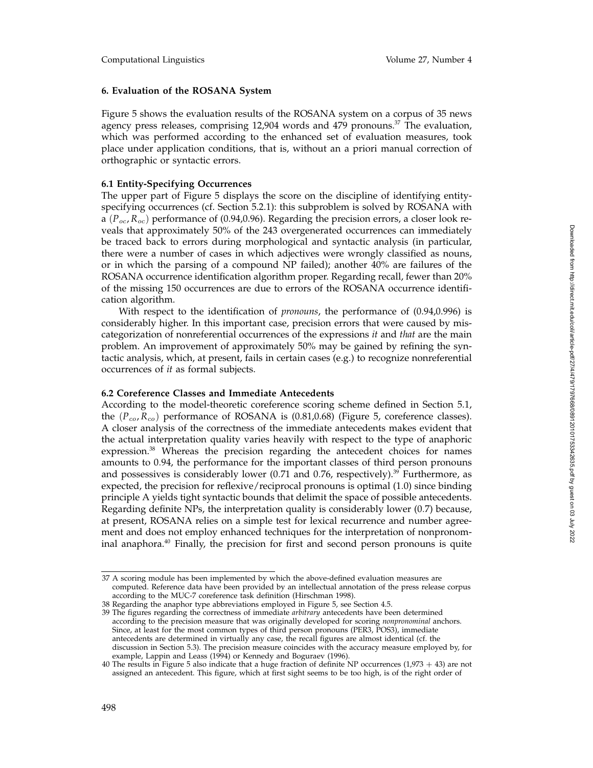## 6. Evaluation of the ROSANA System

Figure 5 shows the evaluation results of the ROSANA system on a corpus of 35 news agency press releases, comprising 12,904 words and 479 pronouns.[37] The evaluation, which was performed according to the enhanced set of evaluation measures, took place under application conditions, that is, without an a priori manual correction of orthographic or syntactic errors.

### 6.1 Entity-Specifying Occurrences

The upper part of Figure 5 displays the score on the discipline of identifying entity-specifying occurrences (cf. Section 5.2.1): this subproblem is solved by ROSANA with a $(P_{oc}, R_{oc})$ performance of (0.94,0.96). Regarding the precision errors, a closer look reveals that approximately 50% of the 243 overgenerated occurrences can immediately be traced back to errors during morphological and syntactic analysis (in particular, there were a number of cases in which adjectives were wrongly classified as nouns, or in which the parsing of a compound NP failed); another 40% are failures of the ROSANA occurrence identification algorithm proper. Regarding recall, fewer than 20% of the missing 150 occurrences are due to errors of the ROSANA occurrence identification algorithm.

With respect to the identification of *pronouns*, the performance of (0.94,0.996) is considerably higher. In this important case, precision errors that were caused by miscategorization of nonreferential occurrences of the expressions *it* and *that* are the main problem. An improvement of approximately 50% may be gained by refining the syntactic analysis, which, at present, fails in certain cases (e.g.) to recognize nonreferential occurrences of *it* as formal subjects.

### 6.2 Coreference Classes and Immediate Antecedents

According to the model-theoretic coreference scoring scheme defined in Section 5.1, the $(P_{co}, R_{co})$ performance of ROSANA is (0.81,0.68) (Figure 5, coreference classes). A closer analysis of the correctness of the immediate antecedents makes evident that the actual interpretation quality varies heavily with respect to the type of anaphoric expression.[38] Whereas the precision regarding the antecedent choices for names amounts to 0.94, the performance for the important classes of third person pronouns and possessives is considerably lower (0.71 and 0.76, respectively).[39] Furthermore, as expected, the precision for reflexive/reciprocal pronouns is optimal (1.0) since binding principle A yields tight syntactic bounds that delimit the space of possible antecedents. Regarding definite NPs, the interpretation quality is considerably lower (0.7) because, at present, ROSANA relies on a simple test for lexical recurrence and number agreement and does not employ enhanced techniques for the interpretation of nonpronominal anaphora.[40] Finally, the precision for first and second person pronouns is quite

---

37 A scoring module has been implemented by which the above-defined evaluation measures are computed. Reference data have been provided by an intellectual annotation of the press release corpus according to the MUC-7 coreference task definition (Hirschman 1998).

38 Regarding the anaphor type abbreviations employed in Figure 5, see Section 4.5.

39 The figures regarding the correctness of immediate *arbitrary* antecedents have been determined according to the precision measure that was originally developed for scoring *nonpronominal* anchors. Since, at least for the most common types of third person pronouns (PER3, POS3), immediate antecedents are determined in virtually any case, the recall figures are almost identical (cf. the discussion in Section 5.3). The precision measure coincides with the accuracy measure employed by, for example, Lappin and Leass (1994) or Kennedy and Boguraev (1996).

40 The results in Figure 5 also indicate that a huge fraction of definite NP occurrences (1,973 + 43) are not assigned an antecedent. This figure, which at first sight seems to be too high, is of the right order of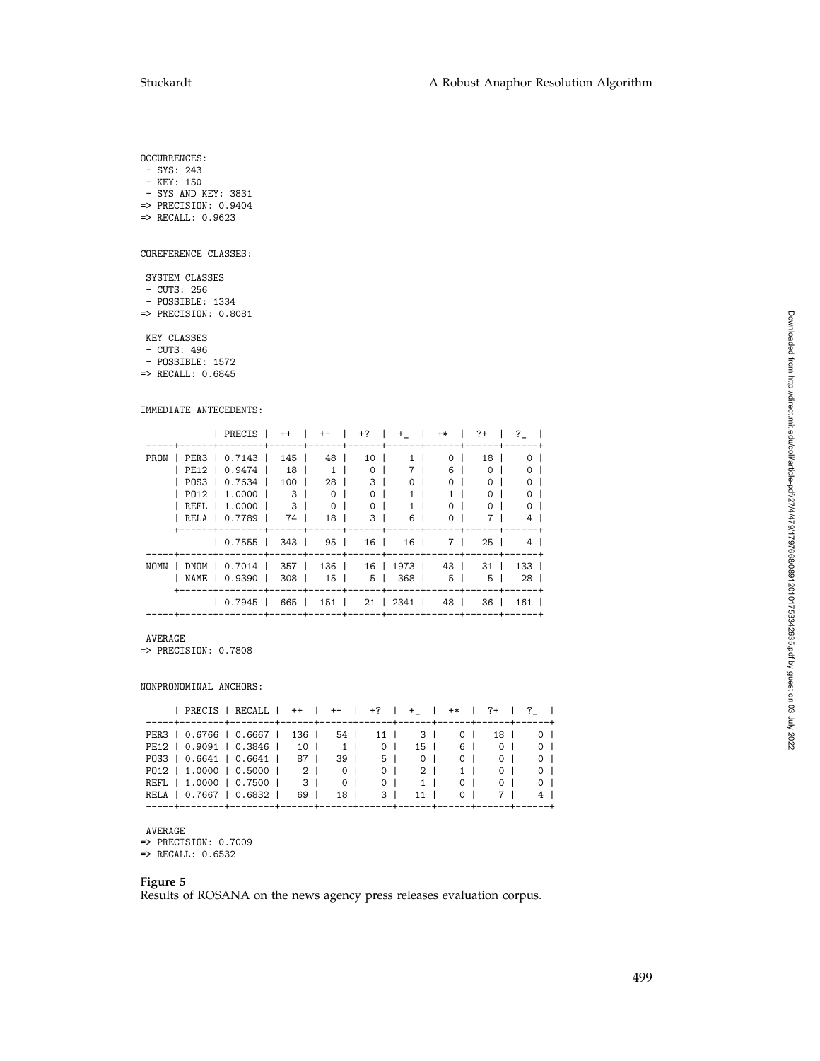```
OCCURRENCES:
 - SYS: 243
 - KEY: 150
 - SYS AND KEY: 3831
=> PRECISION: 0.9404
=> RECALL: 0.9623


COREFERENCE CLASSES:

 SYSTEM CLASSES
 - CUTS: 256
 - POSSIBLE: 1334
=> PRECISION: 0.8081

 KEY CLASSES
 - CUTS: 496
 - POSSIBLE: 1572
=> RECALL: 0.6845


IMMEDIATE ANTECEDENTS:

            | PRECIS |  ++  |  +-  |  +?  |  +_  |  +*  |  ?+  |  ?_  |
-----+------+--------+------+------+------+------+------+------+------+
PRON | PER3 | 0.7143 |  145 |   48 |   10 |    1 |    0 |   18 |    0 |
     | PE12 | 0.9474 |   18 |    1 |    0 |    7 |    6 |    0 |    0 |
     | POS3 | 0.7634 |  100 |   28 |    3 |    0 |    0 |    0 |    0 |
     | PO12 | 1.0000 |    3 |    0 |    0 |    1 |    1 |    0 |    0 |
     | REFL | 1.0000 |    3 |    0 |    0 |    1 |    0 |    0 |    0 |
     | RELA | 0.7789 |   74 |   18 |    3 |    6 |    0 |    7 |    4 |
     +------+--------+------+------+------+------+------+------+------+
            | 0.7555 |  343 |   95 |   16 |   16 |    7 |   25 |    4 |
-----+------+--------+------+------+------+------+------+------+------+
NOMN | DNOM | 0.7014 |  357 |  136 |   16 | 1973 |   43 |   31 |  133 |
     | NAME | 0.9390 |  308 |   15 |    5 |  368 |    5 |    5 |   28 |
     +------+--------+------+------+------+------+------+------+------+
            | 0.7945 |  665 |  151 |   21 | 2341 |   48 |   36 |  161 |
-----+------+--------+------+------+------+------+------+------+------+

 AVERAGE
=> PRECISION: 0.7808


NONPRONOMINAL ANCHORS:

     | PRECIS | RECALL |  ++  |  +-  |  +?  |  +_  |  +*  |  ?+  |  ?_  |
-----+--------+--------+------+------+------+------+------+------+------+
PER3 | 0.6766 | 0.6667 |  136 |   54 |   11 |    3 |    0 |   18 |    0 |
PE12 | 0.9091 | 0.3846 |   10 |    1 |    0 |   15 |    6 |    0 |    0 |
POS3 | 0.6641 | 0.6641 |   87 |   39 |    5 |    0 |    0 |    0 |    0 |
PO12 | 1.0000 | 0.5000 |    2 |    0 |    0 |    2 |    1 |    0 |    0 |
REFL | 1.0000 | 0.7500 |    3 |    0 |    0 |    1 |    0 |    0 |    0 |
RELA | 0.7667 | 0.6832 |   69 |   18 |    3 |   11 |    0 |    7 |    4 |
-----+--------+--------+------+------+------+------+------+------+------+

 AVERAGE
=> PRECISION: 0.7009
=> RECALL: 0.6532
```

**Figure 5**
Results of ROSANA on the news agency press releases evaluation corpus.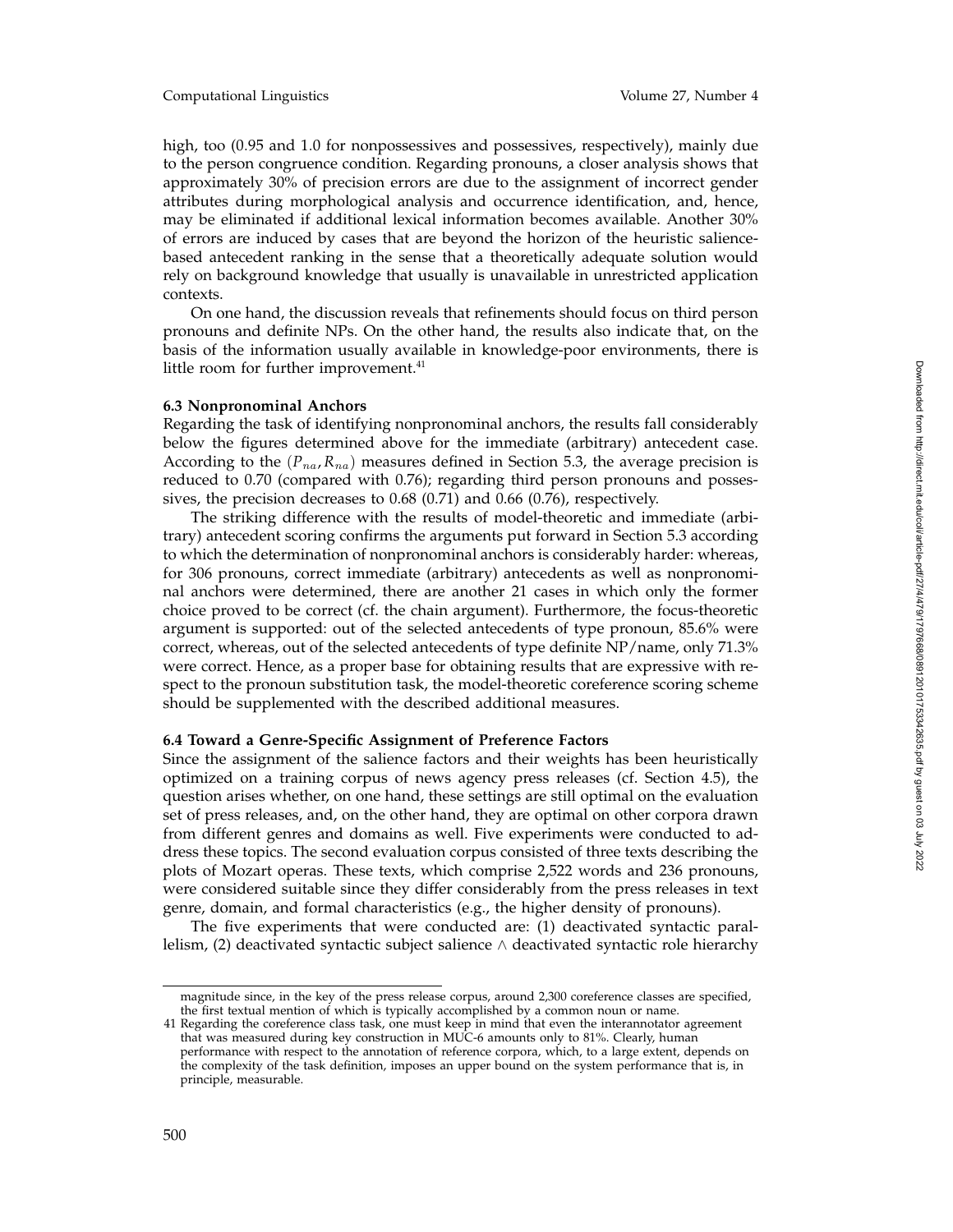high, too (0.95 and 1.0 for nonpossessives and possessives, respectively), mainly due to the person congruence condition. Regarding pronouns, a closer analysis shows that approximately 30% of precision errors are due to the assignment of incorrect gender attributes during morphological analysis and occurrence identification, and, hence, may be eliminated if additional lexical information becomes available. Another 30% of errors are induced by cases that are beyond the horizon of the heuristic salience-based antecedent ranking in the sense that a theoretically adequate solution would rely on background knowledge that usually is unavailable in unrestricted application contexts.

On one hand, the discussion reveals that refinements should focus on third person pronouns and definite NPs. On the other hand, the results also indicate that, on the basis of the information usually available in knowledge-poor environments, there is little room for further improvement.[41]

### 6.3 Nonpronominal Anchors

Regarding the task of identifying nonpronominal anchors, the results fall considerably below the figures determined above for the immediate (arbitrary) antecedent case. According to the $(P_{na}, R_{na})$ measures defined in Section 5.3, the average precision is reduced to 0.70 (compared with 0.76); regarding third person pronouns and possessives, the precision decreases to 0.68 (0.71) and 0.66 (0.76), respectively.

The striking difference with the results of model-theoretic and immediate (arbitrary) antecedent scoring confirms the arguments put forward in Section 5.3 according to which the determination of nonpronominal anchors is considerably harder: whereas, for 306 pronouns, correct immediate (arbitrary) antecedents as well as nonpronominal anchors were determined, there are another 21 cases in which only the former choice proved to be correct (cf. the chain argument). Furthermore, the focus-theoretic argument is supported: out of the selected antecedents of type pronoun, 85.6% were correct, whereas, out of the selected antecedents of type definite NP/name, only 71.3% were correct. Hence, as a proper base for obtaining results that are expressive with respect to the pronoun substitution task, the model-theoretic coreference scoring scheme should be supplemented with the described additional measures.

### 6.4 Toward a Genre-Specific Assignment of Preference Factors

Since the assignment of the salience factors and their weights has been heuristically optimized on a training corpus of news agency press releases (cf. Section 4.5), the question arises whether, on one hand, these settings are still optimal on the evaluation set of press releases, and, on the other hand, they are optimal on other corpora drawn from different genres and domains as well. Five experiments were conducted to address these topics. The second evaluation corpus consisted of three texts describing the plots of Mozart operas. These texts, which comprise 2,522 words and 236 pronouns, were considered suitable since they differ considerably from the press releases in text genre, domain, and formal characteristics (e.g., the higher density of pronouns).

The five experiments that were conducted are: (1) deactivated syntactic parallelism, (2) deactivated syntactic subject salience $\wedge$ deactivated syntactic role hierarchy

---

magnitude since, in the key of the press release corpus, around 2,300 coreference classes are specified, the first textual mention of which is typically accomplished by a common noun or name.

41 Regarding the coreference class task, one must keep in mind that even the interannotator agreement that was measured during key construction in MUC-6 amounts only to 81%. Clearly, human performance with respect to the annotation of reference corpora, which, to a large extent, depends on the complexity of the task definition, imposes an upper bound on the system performance that is, in principle, measurable.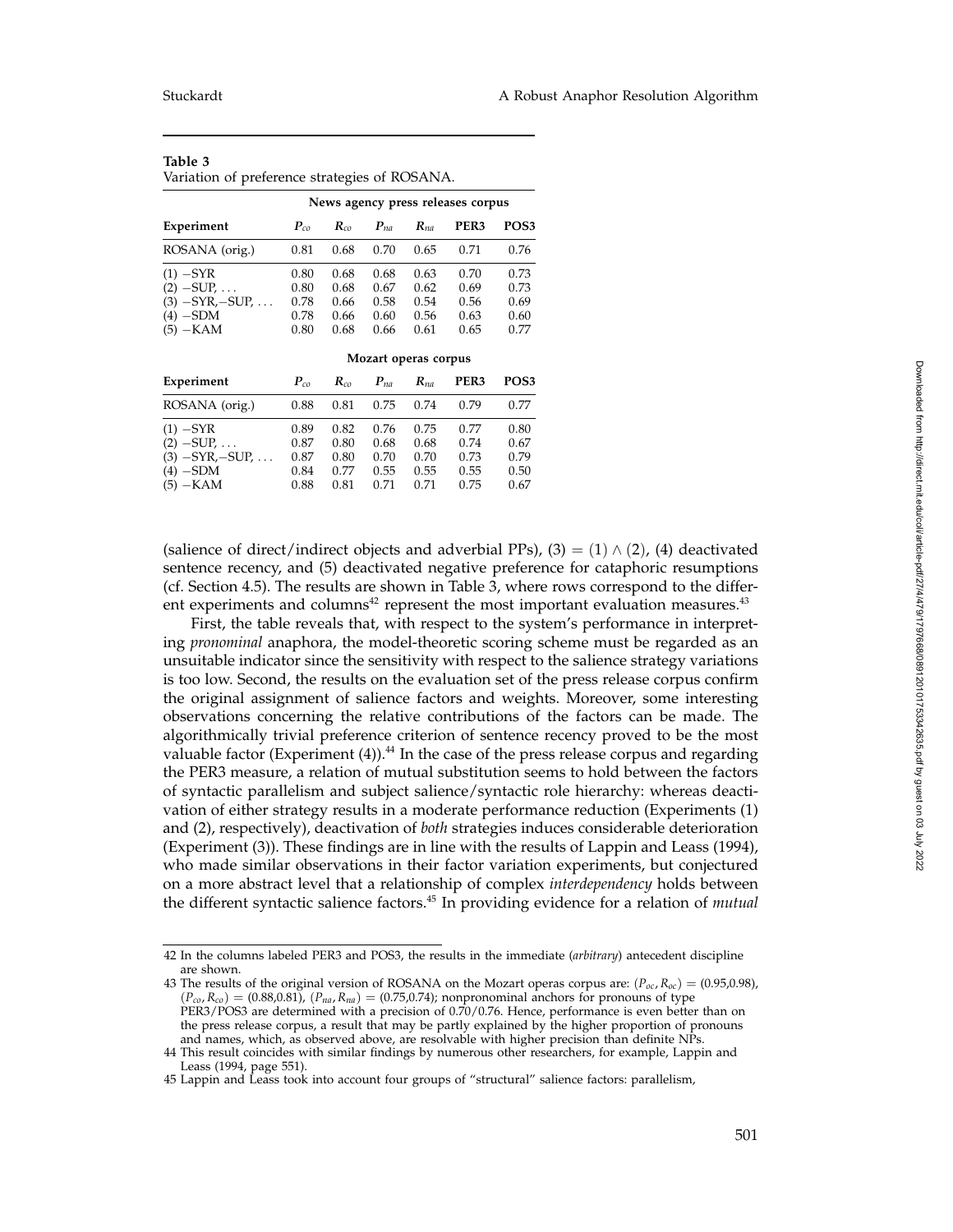**Table 3**
Variation of preference strategies of ROSANA.

| | News agency press releases corpus | | | | | |
|---|---|---|---|---|---|---|
| **Experiment** | $P_{co}$ | $R_{co}$ | $P_{na}$ | $R_{na}$ | **PER3** | **POS3** |
| ROSANA (orig.) | 0.81 | 0.68 | 0.70 | 0.65 | 0.71 | 0.76 |
| (1) −SYR | 0.80 | 0.68 | 0.68 | 0.63 | 0.70 | 0.73 |
| (2) −SUP, ... | 0.80 | 0.68 | 0.67 | 0.62 | 0.69 | 0.73 |
| (3) −SYR,−SUP, ... | 0.78 | 0.66 | 0.58 | 0.54 | 0.56 | 0.69 |
| (4) −SDM | 0.78 | 0.66 | 0.60 | 0.56 | 0.63 | 0.60 |
| (5) −KAM | 0.80 | 0.68 | 0.66 | 0.61 | 0.65 | 0.77 |

| | Mozart operas corpus | | | | | |
|---|---|---|---|---|---|---|
| **Experiment** | $P_{co}$ | $R_{co}$ | $P_{na}$ | $R_{na}$ | **PER3** | **POS3** |
| ROSANA (orig.) | 0.88 | 0.81 | 0.75 | 0.74 | 0.79 | 0.77 |
| (1) −SYR | 0.89 | 0.82 | 0.76 | 0.75 | 0.77 | 0.80 |
| (2) −SUP, ... | 0.87 | 0.80 | 0.68 | 0.68 | 0.74 | 0.67 |
| (3) −SYR,−SUP, ... | 0.87 | 0.80 | 0.70 | 0.70 | 0.73 | 0.79 |
| (4) −SDM | 0.84 | 0.77 | 0.55 | 0.55 | 0.55 | 0.50 |
| (5) −KAM | 0.88 | 0.81 | 0.71 | 0.71 | 0.75 | 0.67 |

(salience of direct/indirect objects and adverbial PPs), $(3) = (1) \wedge (2)$, (4) deactivated sentence recency, and (5) deactivated negative preference for cataphoric resumptions (cf. Section 4.5). The results are shown in Table 3, where rows correspond to the different experiments and columns[42] represent the most important evaluation measures.[43]

First, the table reveals that, with respect to the system's performance in interpreting *pronominal* anaphora, the model-theoretic scoring scheme must be regarded as an unsuitable indicator since the sensitivity with respect to the salience strategy variations is too low. Second, the results on the evaluation set of the press release corpus confirm the original assignment of salience factors and weights. Moreover, some interesting observations concerning the relative contributions of the factors can be made. The algorithmically trivial preference criterion of sentence recency proved to be the most valuable factor (Experiment (4)).[44] In the case of the press release corpus and regarding the PER3 measure, a relation of mutual substitution seems to hold between the factors of syntactic parallelism and subject salience/syntactic role hierarchy: whereas deactivation of either strategy results in a moderate performance reduction (Experiments (1) and (2), respectively), deactivation of *both* strategies induces considerable deterioration (Experiment (3)). These findings are in line with the results of Lappin and Leass (1994), who made similar observations in their factor variation experiments, but conjectured on a more abstract level that a relationship of complex *interdependency* holds between the different syntactic salience factors.[45] In providing evidence for a relation of *mutual*

---

42 In the columns labeled PER3 and POS3, the results in the immediate (*arbitrary*) antecedent discipline are shown.

43 The results of the original version of ROSANA on the Mozart operas corpus are: $(P_{oc}, R_{oc}) = (0.95, 0.98)$, $(P_{co}, R_{co}) = (0.88, 0.81)$, $(P_{na}, R_{na}) = (0.75, 0.74)$; nonpronominal anchors for pronouns of type PER3/POS3 are determined with a precision of 0.70/0.76. Hence, performance is even better than on the press release corpus, a result that may be partly explained by the higher proportion of pronouns and names, which, as observed above, are resolvable with higher precision than definite NPs.

44 This result coincides with similar findings by numerous other researchers, for example, Lappin and Leass (1994, page 551).

45 Lappin and Leass took into account four groups of "structural" salience factors: parallelism,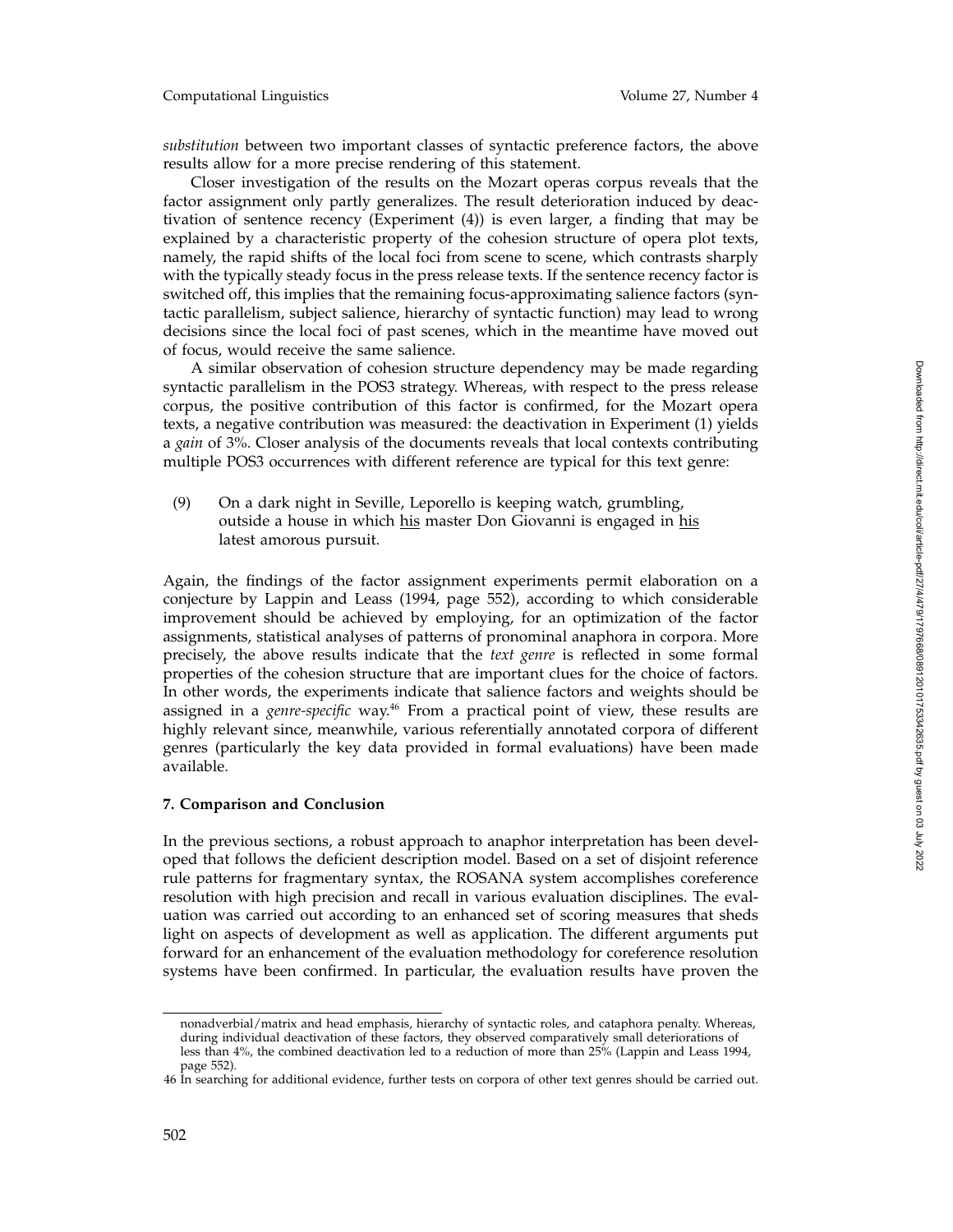*substitution* between two important classes of syntactic preference factors, the above results allow for a more precise rendering of this statement.

Closer investigation of the results on the Mozart operas corpus reveals that the factor assignment only partly generalizes. The result deterioration induced by deactivation of sentence recency (Experiment (4)) is even larger, a finding that may be explained by a characteristic property of the cohesion structure of opera plot texts, namely, the rapid shifts of the local foci from scene to scene, which contrasts sharply with the typically steady focus in the press release texts. If the sentence recency factor is switched off, this implies that the remaining focus-approximating salience factors (syntactic parallelism, subject salience, hierarchy of syntactic function) may lead to wrong decisions since the local foci of past scenes, which in the meantime have moved out of focus, would receive the same salience.

A similar observation of cohesion structure dependency may be made regarding syntactic parallelism in the POS3 strategy. Whereas, with respect to the press release corpus, the positive contribution of this factor is confirmed, for the Mozart opera texts, a negative contribution was measured: the deactivation in Experiment (1) yields a *gain* of 3%. Closer analysis of the documents reveals that local contexts contributing multiple POS3 occurrences with different reference are typical for this text genre:

(9) On a dark night in Seville, Leporello is keeping watch, grumbling, outside a house in which <u>his</u> master Don Giovanni is engaged in <u>his</u> latest amorous pursuit.

Again, the findings of the factor assignment experiments permit elaboration on a conjecture by Lappin and Leass (1994, page 552), according to which considerable improvement should be achieved by employing, for an optimization of the factor assignments, statistical analyses of patterns of pronominal anaphora in corpora. More precisely, the above results indicate that the *text genre* is reflected in some formal properties of the cohesion structure that are important clues for the choice of factors. In other words, the experiments indicate that salience factors and weights should be assigned in a *genre-specific* way.[46] From a practical point of view, these results are highly relevant since, meanwhile, various referentially annotated corpora of different genres (particularly the key data provided in formal evaluations) have been made available.

## 7. Comparison and Conclusion

In the previous sections, a robust approach to anaphor interpretation has been developed that follows the deficient description model. Based on a set of disjoint reference rule patterns for fragmentary syntax, the ROSANA system accomplishes coreference resolution with high precision and recall in various evaluation disciplines. The evaluation was carried out according to an enhanced set of scoring measures that sheds light on aspects of development as well as application. The different arguments put forward for an enhancement of the evaluation methodology for coreference resolution systems have been confirmed. In particular, the evaluation results have proven the

---

nonadverbial/matrix and head emphasis, hierarchy of syntactic roles, and cataphora penalty. Whereas, during individual deactivation of these factors, they observed comparatively small deteriorations of less than 4%, the combined deactivation led to a reduction of more than 25% (Lappin and Leass 1994, page 552).

46 In searching for additional evidence, further tests on corpora of other text genres should be carried out.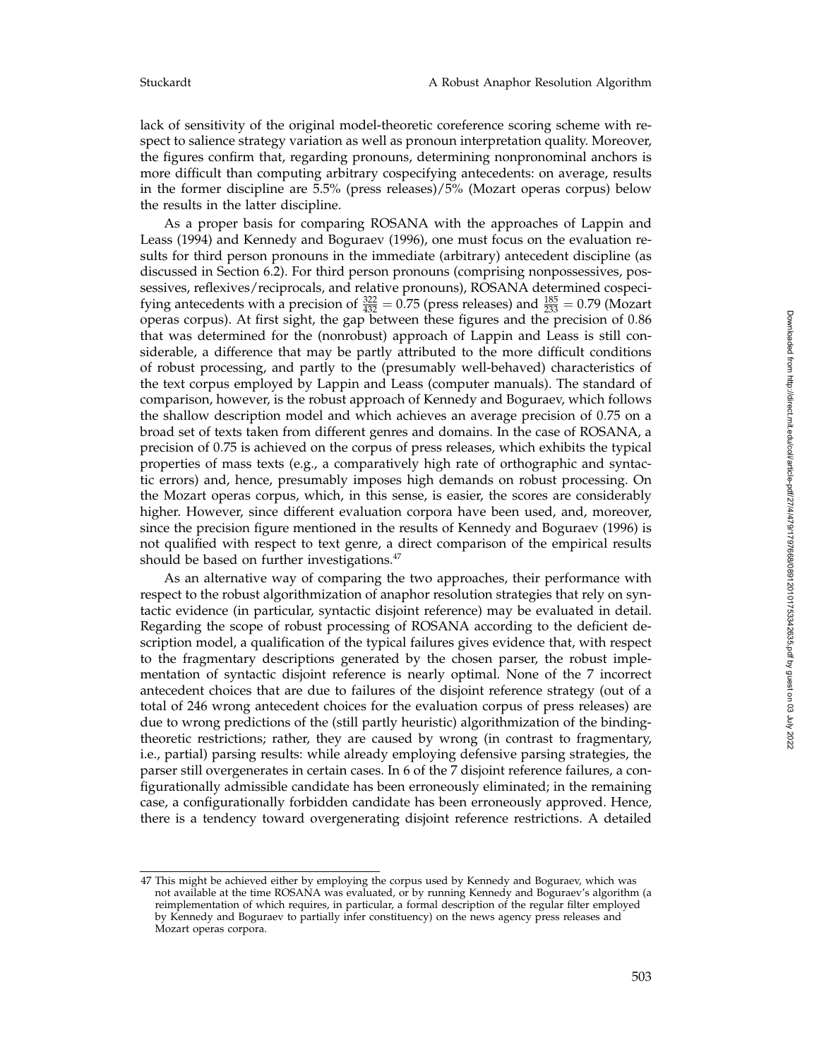lack of sensitivity of the original model-theoretic coreference scoring scheme with respect to salience strategy variation as well as pronoun interpretation quality. Moreover, the figures confirm that, regarding pronouns, determining nonpronominal anchors is more difficult than computing arbitrary cospecifying antecedents: on average, results in the former discipline are 5.5% (press releases)/5% (Mozart operas corpus) below the results in the latter discipline.

As a proper basis for comparing ROSANA with the approaches of Lappin and Leass (1994) and Kennedy and Boguraev (1996), one must focus on the evaluation results for third person pronouns in the immediate (arbitrary) antecedent discipline (as discussed in Section 6.2). For third person pronouns (comprising nonpossessives, possessives, reflexives/reciprocals, and relative pronouns), ROSANA determined cospecifying antecedents with a precision of $\frac{322}{432} = 0.75$ (press releases) and $\frac{185}{233} = 0.79$ (Mozart operas corpus). At first sight, the gap between these figures and the precision of 0.86 that was determined for the (nonrobust) approach of Lappin and Leass is still considerable, a difference that may be partly attributed to the more difficult conditions of robust processing, and partly to the (presumably well-behaved) characteristics of the text corpus employed by Lappin and Leass (computer manuals). The standard of comparison, however, is the robust approach of Kennedy and Boguraev, which follows the shallow description model and which achieves an average precision of 0.75 on a broad set of texts taken from different genres and domains. In the case of ROSANA, a precision of 0.75 is achieved on the corpus of press releases, which exhibits the typical properties of mass texts (e.g., a comparatively high rate of orthographic and syntactic errors) and, hence, presumably imposes high demands on robust processing. On the Mozart operas corpus, which, in this sense, is easier, the scores are considerably higher. However, since different evaluation corpora have been used, and, moreover, since the precision figure mentioned in the results of Kennedy and Boguraev (1996) is not qualified with respect to text genre, a direct comparison of the empirical results should be based on further investigations.[47]

As an alternative way of comparing the two approaches, their performance with respect to the robust algorithmization of anaphor resolution strategies that rely on syntactic evidence (in particular, syntactic disjoint reference) may be evaluated in detail. Regarding the scope of robust processing of ROSANA according to the deficient description model, a qualification of the typical failures gives evidence that, with respect to the fragmentary descriptions generated by the chosen parser, the robust implementation of syntactic disjoint reference is nearly optimal. None of the 7 incorrect antecedent choices that are due to failures of the disjoint reference strategy (out of a total of 246 wrong antecedent choices for the evaluation corpus of press releases) are due to wrong predictions of the (still partly heuristic) algorithmization of the binding-theoretic restrictions; rather, they are caused by wrong (in contrast to fragmentary, i.e., partial) parsing results: while already employing defensive parsing strategies, the parser still overgenerates in certain cases. In 6 of the 7 disjoint reference failures, a configurationally admissible candidate has been erroneously eliminated; in the remaining case, a configurationally forbidden candidate has been erroneously approved. Hence, there is a tendency toward overgenerating disjoint reference restrictions. A detailed

---

47 This might be achieved either by employing the corpus used by Kennedy and Boguraev, which was not available at the time ROSANA was evaluated, or by running Kennedy and Boguraev's algorithm (a reimplementation of which requires, in particular, a formal description of the regular filter employed by Kennedy and Boguraev to partially infer constituency) on the news agency press releases and Mozart operas corpora.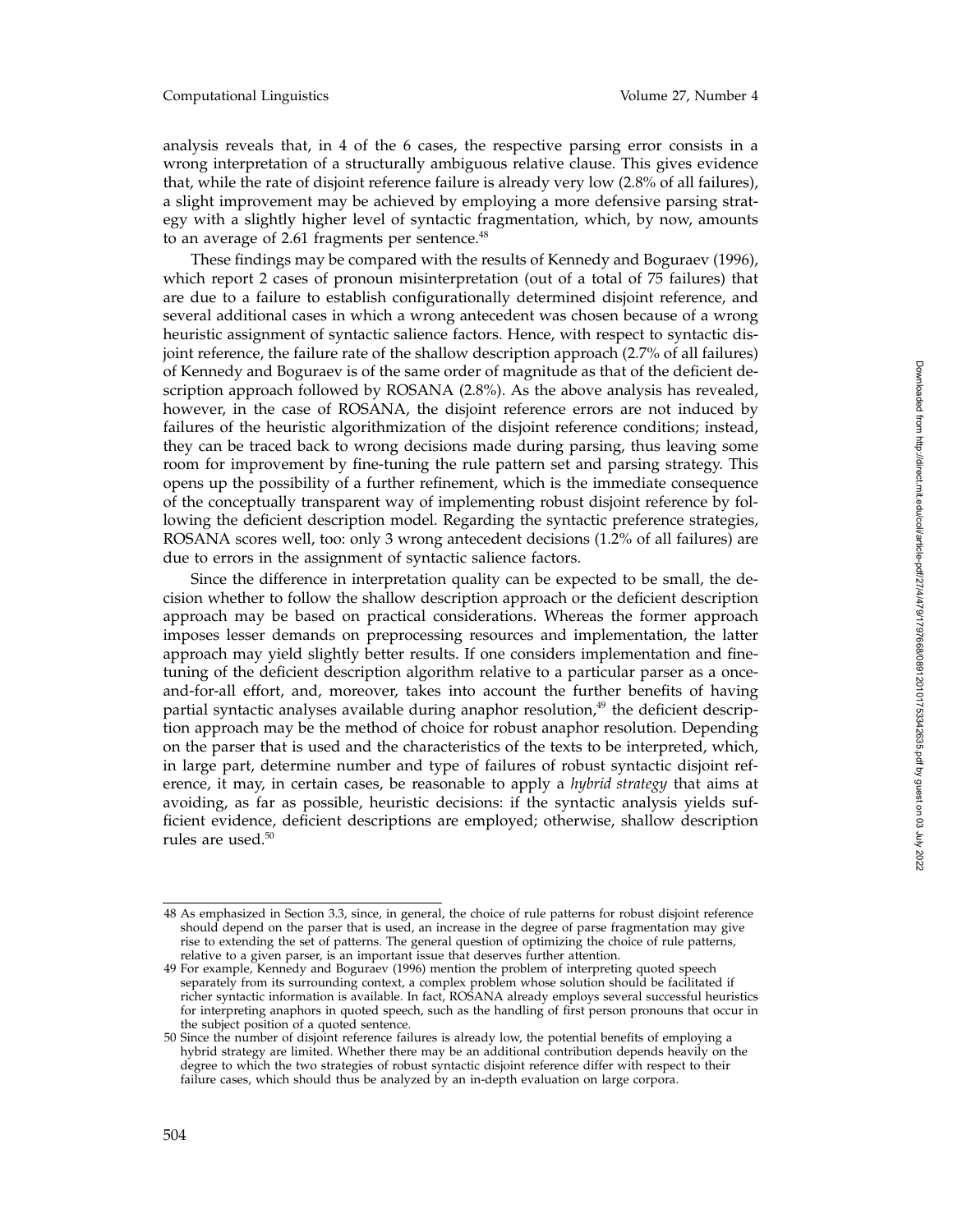analysis reveals that, in 4 of the 6 cases, the respective parsing error consists in a wrong interpretation of a structurally ambiguous relative clause. This gives evidence that, while the rate of disjoint reference failure is already very low (2.8% of all failures), a slight improvement may be achieved by employing a more defensive parsing strategy with a slightly higher level of syntactic fragmentation, which, by now, amounts to an average of 2.61 fragments per sentence.[48]

These findings may be compared with the results of Kennedy and Boguraev (1996), which report 2 cases of pronoun misinterpretation (out of a total of 75 failures) that are due to a failure to establish configurationally determined disjoint reference, and several additional cases in which a wrong antecedent was chosen because of a wrong heuristic assignment of syntactic salience factors. Hence, with respect to syntactic disjoint reference, the failure rate of the shallow description approach (2.7% of all failures) of Kennedy and Boguraev is of the same order of magnitude as that of the deficient description approach followed by ROSANA (2.8%). As the above analysis has revealed, however, in the case of ROSANA, the disjoint reference errors are not induced by failures of the heuristic algorithmization of the disjoint reference conditions; instead, they can be traced back to wrong decisions made during parsing, thus leaving some room for improvement by fine-tuning the rule pattern set and parsing strategy. This opens up the possibility of a further refinement, which is the immediate consequence of the conceptually transparent way of implementing robust disjoint reference by following the deficient description model. Regarding the syntactic preference strategies, ROSANA scores well, too: only 3 wrong antecedent decisions (1.2% of all failures) are due to errors in the assignment of syntactic salience factors.

Since the difference in interpretation quality can be expected to be small, the decision whether to follow the shallow description approach or the deficient description approach may be based on practical considerations. Whereas the former approach imposes lesser demands on preprocessing resources and implementation, the latter approach may yield slightly better results. If one considers implementation and fine-tuning of the deficient description algorithm relative to a particular parser as a once-and-for-all effort, and, moreover, takes into account the further benefits of having partial syntactic analyses available during anaphor resolution,[49] the deficient description approach may be the method of choice for robust anaphor resolution. Depending on the parser that is used and the characteristics of the texts to be interpreted, which, in large part, determine number and type of failures of robust syntactic disjoint reference, it may, in certain cases, be reasonable to apply a *hybrid strategy* that aims at avoiding, as far as possible, heuristic decisions: if the syntactic analysis yields sufficient evidence, deficient descriptions are employed; otherwise, shallow description rules are used.[50]

48 As emphasized in Section 3.3, since, in general, the choice of rule patterns for robust disjoint reference should depend on the parser that is used, an increase in the degree of parse fragmentation may give rise to extending the set of patterns. The general question of optimizing the choice of rule patterns, relative to a given parser, is an important issue that deserves further attention.

49 For example, Kennedy and Boguraev (1996) mention the problem of interpreting quoted speech separately from its surrounding context, a complex problem whose solution should be facilitated if richer syntactic information is available. In fact, ROSANA already employs several successful heuristics for interpreting anaphors in quoted speech, such as the handling of first person pronouns that occur in the subject position of a quoted sentence.

50 Since the number of disjoint reference failures is already low, the potential benefits of employing a hybrid strategy are limited. Whether there may be an additional contribution depends heavily on the degree to which the two strategies of robust syntactic disjoint reference differ with respect to their failure cases, which should thus be analyzed by an in-depth evaluation on large corpora.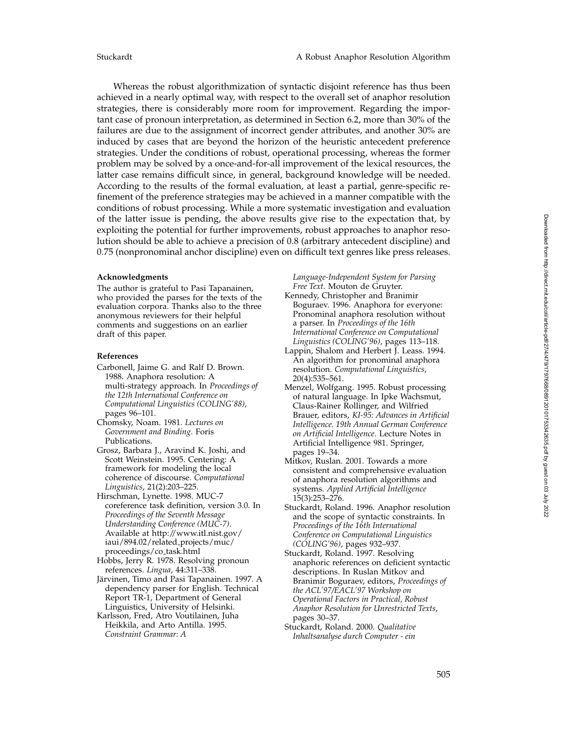Whereas the robust algorithmization of syntactic disjoint reference has thus been achieved in a nearly optimal way, with respect to the overall set of anaphor resolution strategies, there is considerably more room for improvement. Regarding the important case of pronoun interpretation, as determined in Section 6.2, more than 30% of the failures are due to the assignment of incorrect gender attributes, and another 30% are induced by cases that are beyond the horizon of the heuristic antecedent preference strategies. Under the conditions of robust, operational processing, whereas the former problem may be solved by a once-and-for-all improvement of the lexical resources, the latter case remains difficult since, in general, background knowledge will be needed. According to the results of the formal evaluation, at least a partial, genre-specific refinement of the preference strategies may be achieved in a manner compatible with the conditions of robust processing. While a more systematic investigation and evaluation of the latter issue is pending, the above results give rise to the expectation that, by exploiting the potential for further improvements, robust approaches to anaphor resolution should be able to achieve a precision of 0.8 (arbitrary antecedent discipline) and 0.75 (nonpronominal anchor discipline) even on difficult text genres like press releases.

**Acknowledgments**

The author is grateful to Pasi Tapanainen, who provided the parses for the texts of the evaluation corpora. Thanks also to the three anonymous reviewers for their helpful comments and suggestions on an earlier draft of this paper.

**References**

Carbonell, Jaime G. and Ralf D. Brown. 1988. Anaphora resolution: A multi-strategy approach. In *Proceedings of the 12th International Conference on Computational Linguistics (COLING'88)*, pages 96–101.

Chomsky, Noam. 1981. *Lectures on Government and Binding*. Foris Publications.

Grosz, Barbara J., Aravind K. Joshi, and Scott Weinstein. 1995. Centering: A framework for modeling the local coherence of discourse. *Computational Linguistics*, 21(2):203–225.

Hirschman, Lynette. 1998. MUC-7 coreference task definition, version 3.0. In *Proceedings of the Seventh Message Understanding Conference (MUC-7)*. Available at http://www.itl.nist.gov/iaui/894.02/related_projects/muc/proceedings/co_task.html

Hobbs, Jerry R. 1978. Resolving pronoun references. *Lingua*, 44:311–338.

Järvinen, Timo and Pasi Tapanainen. 1997. A dependency parser for English. Technical Report TR-1, Department of General Linguistics, University of Helsinki.

Karlsson, Fred, Atro Voutilainen, Juha Heikkila, and Arto Antilla. 1995. *Constraint Grammar: A Language-Independent System for Parsing Free Text*. Mouton de Gruyter.

Kennedy, Christopher and Branimir Boguraev. 1996. Anaphora for everyone: Pronominal anaphora resolution without a parser. In *Proceedings of the 16th International Conference on Computational Linguistics (COLING'96)*, pages 113–118.

Lappin, Shalom and Herbert J. Leass. 1994. An algorithm for pronominal anaphora resolution. *Computational Linguistics*, 20(4):535–561.

Menzel, Wolfgang. 1995. Robust processing of natural language. In Ipke Wachsmut, Claus-Rainer Rollinger, and Wilfried Brauer, editors, *KI-95: Advances in Artificial Intelligence. 19th Annual German Conference on Artificial Intelligence*. Lecture Notes in Artificial Intelligence 981. Springer, pages 19–34.

Mitkov, Ruslan. 2001. Towards a more consistent and comprehensive evaluation of anaphora resolution algorithms and systems. *Applied Artificial Intelligence* 15(3):253–276.

Stuckardt, Roland. 1996. Anaphor resolution and the scope of syntactic constraints. In *Proceedings of the 16th International Conference on Computational Linguistics (COLING'96)*, pages 932–937.

Stuckardt, Roland. 1997. Resolving anaphoric references on deficient syntactic descriptions. In Ruslan Mitkov and Branimir Boguraev, editors, *Proceedings of the ACL'97/EACL'97 Workshop on Operational Factors in Practical, Robust Anaphor Resolution for Unrestricted Texts*, pages 30–37.

Stuckardt, Roland. 2000. *Qualitative Inhaltsanalyse durch Computer - ein*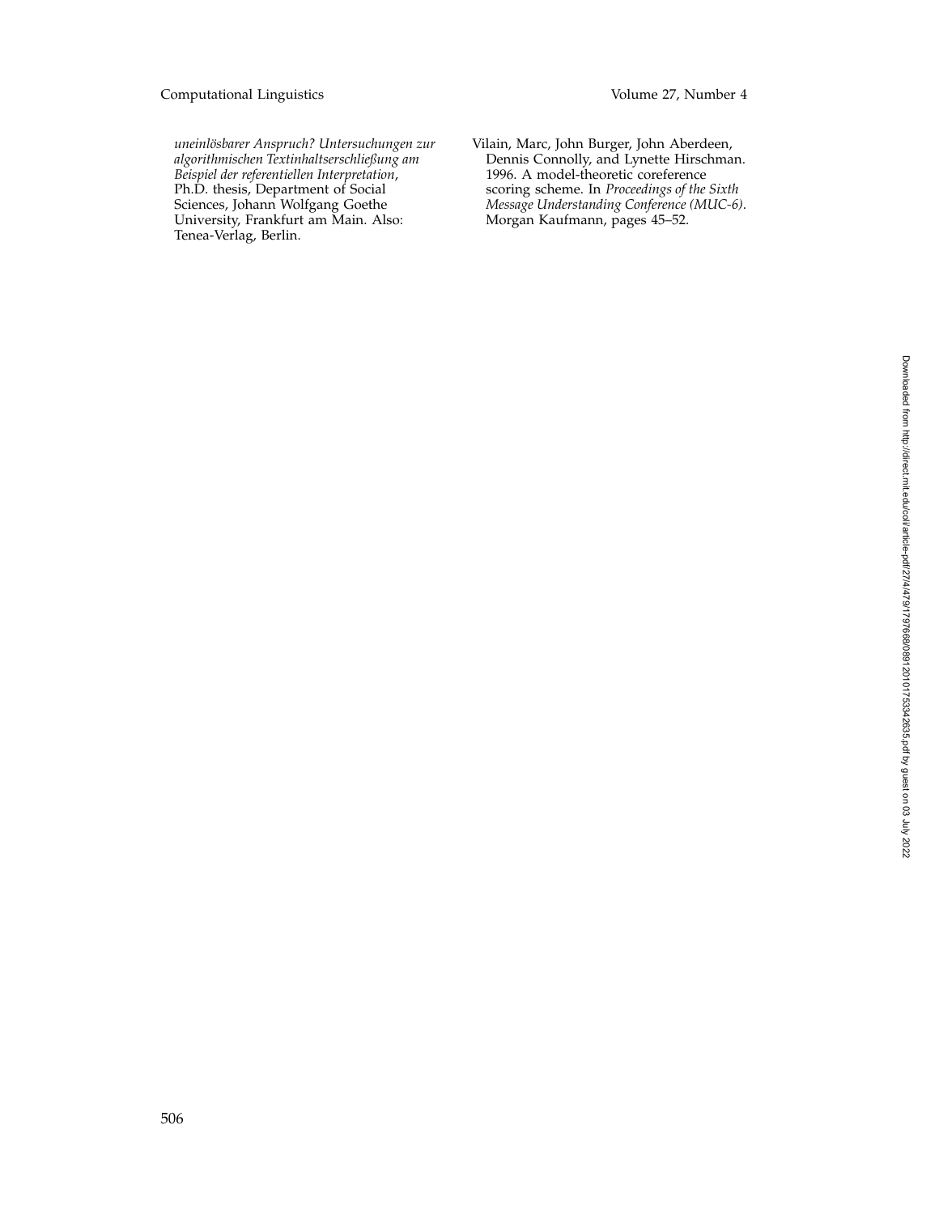*uneinlösbarer Anspruch? Untersuchungen zur algorithmischen Textinhaltserschließung am Beispiel der referentiellen Interpretation*, Ph.D. thesis, Department of Social Sciences, Johann Wolfgang Goethe University, Frankfurt am Main. Also: Tenea-Verlag, Berlin.

Vilain, Marc, John Burger, John Aberdeen, Dennis Connolly, and Lynette Hirschman. 1996. A model-theoretic coreference scoring scheme. In *Proceedings of the Sixth Message Understanding Conference (MUC-6)*. Morgan Kaufmann, pages 45–52.